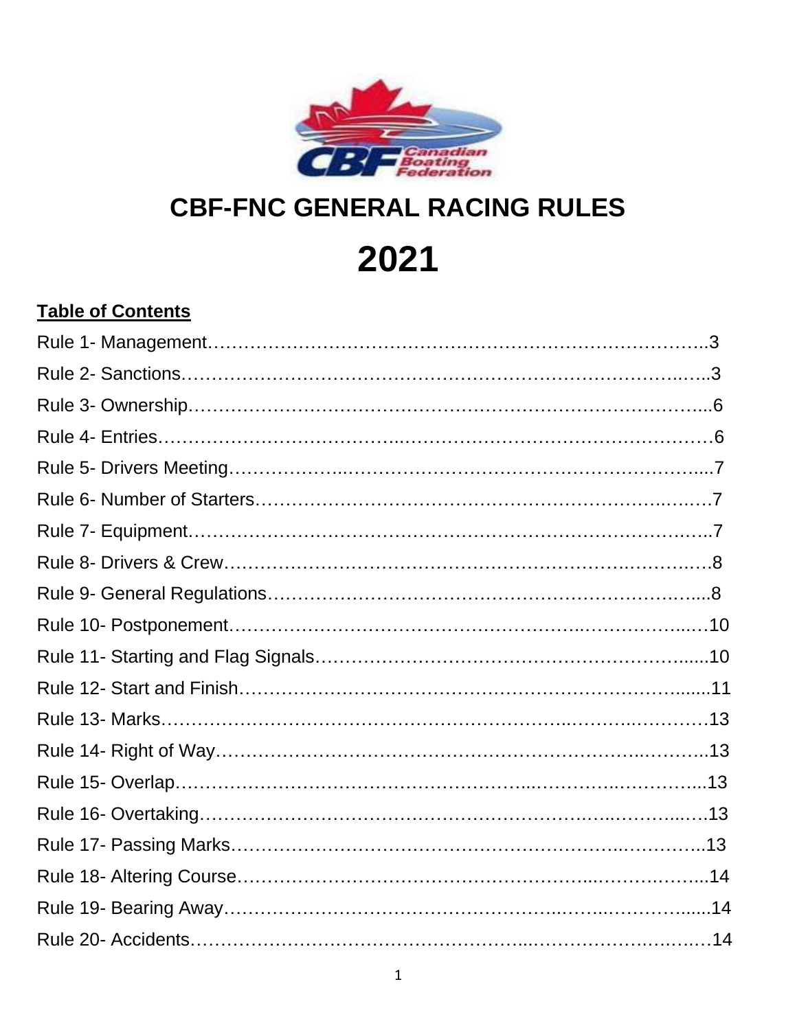# CBF-FNC GENERAL RACING RULES

# 2021

**Table of Contents**

Rule 1- Management……………………………………………………………………..3
Rule 2- Sanctions……………………………………………………………………..…..3
Rule 3- Ownership………………………………………………………………………...6
Rule 4- Entries…………………………..……………………………………………….6
Rule 5- Drivers Meeting…………….…………………………………………………....7
Rule 6- Number of Starters………………………………………………………..….…7
Rule 7- Equipment……………………………………………………………….……..7
Rule 8- Drivers & Crew……………………………………………………….………….8
Rule 9- General Regulations……………………………………………………….…....8
Rule 10- Postponement…………………………………………….……………...…10
Rule 11- Starting and Flag Signals…………………………………………………......10
Rule 12- Start and Finish………………………………………………………….......11
Rule 13- Marks……………………………………………………..………..…………13
Rule 14- Right of Way……………………………………………………….………..13
Rule 15- Overlap……………………………………………...………….…………...13
Rule 16- Overtaking………………………………………………….…..………...…13
Rule 17- Passing Marks……………………………………………………..…………..13
Rule 18- Altering Course…………………………………………...…………….…...14
Rule 19- Bearing Away…………………………………………..……..……………......14
Rule 20- Accidents………………………………………...………………….….…14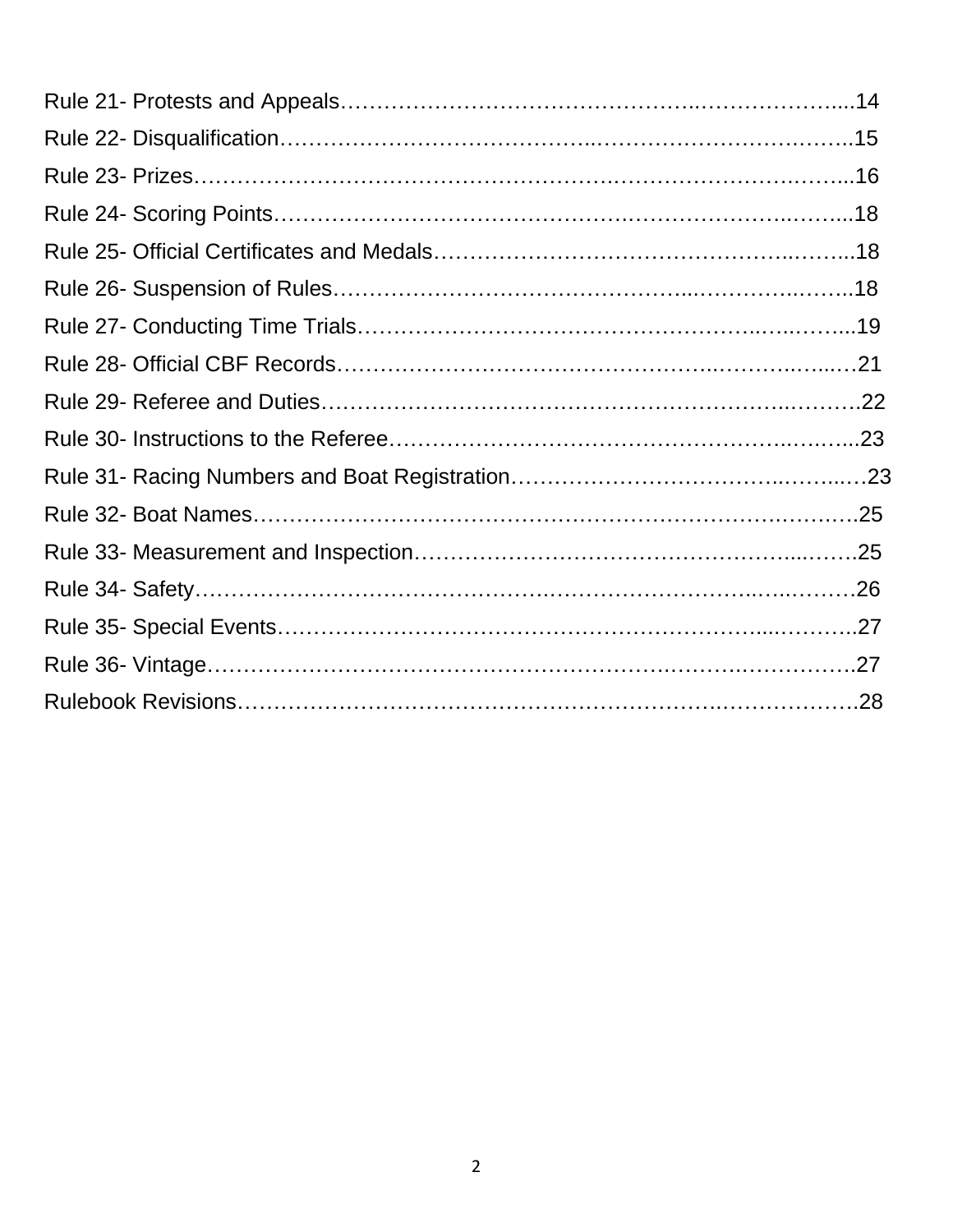Rule 21- Protests and Appeals……………………………………………..………………....14

Rule 22- Disqualification…………………………………..………………………………..15

Rule 23- Prizes…………………………………………….…………………………….…...16

Rule 24- Scoring Points……………………………………….……………………..……...18

Rule 25- Official Certificates and Medals…………………………………………..……...18

Rule 26- Suspension of Rules……………………………………...…………….………..18

Rule 27- Conducting Time Trials…………………………………………………..…..……...19

Rule 28- Official CBF Records………………………………………….………..…...…21

Rule 29- Referee and Duties…………………………………………………………..……….22

Rule 30- Instructions to the Referee…………………………………………….…….…...23

Rule 31- Racing Numbers and Boat Registration………………………………..……..…23

Rule 32- Boat Names……………………………………….…………………….……….25

Rule 33- Measurement and Inspection…………………………………………....…….25

Rule 34- Safety……………………………………….………………………..…..………26

Rule 35- Special Events……………………………………………………………....………..27

Rule 36- Vintage………………………………………………….……….……………….27

Rulebook Revisions……………………………………………………….……………….28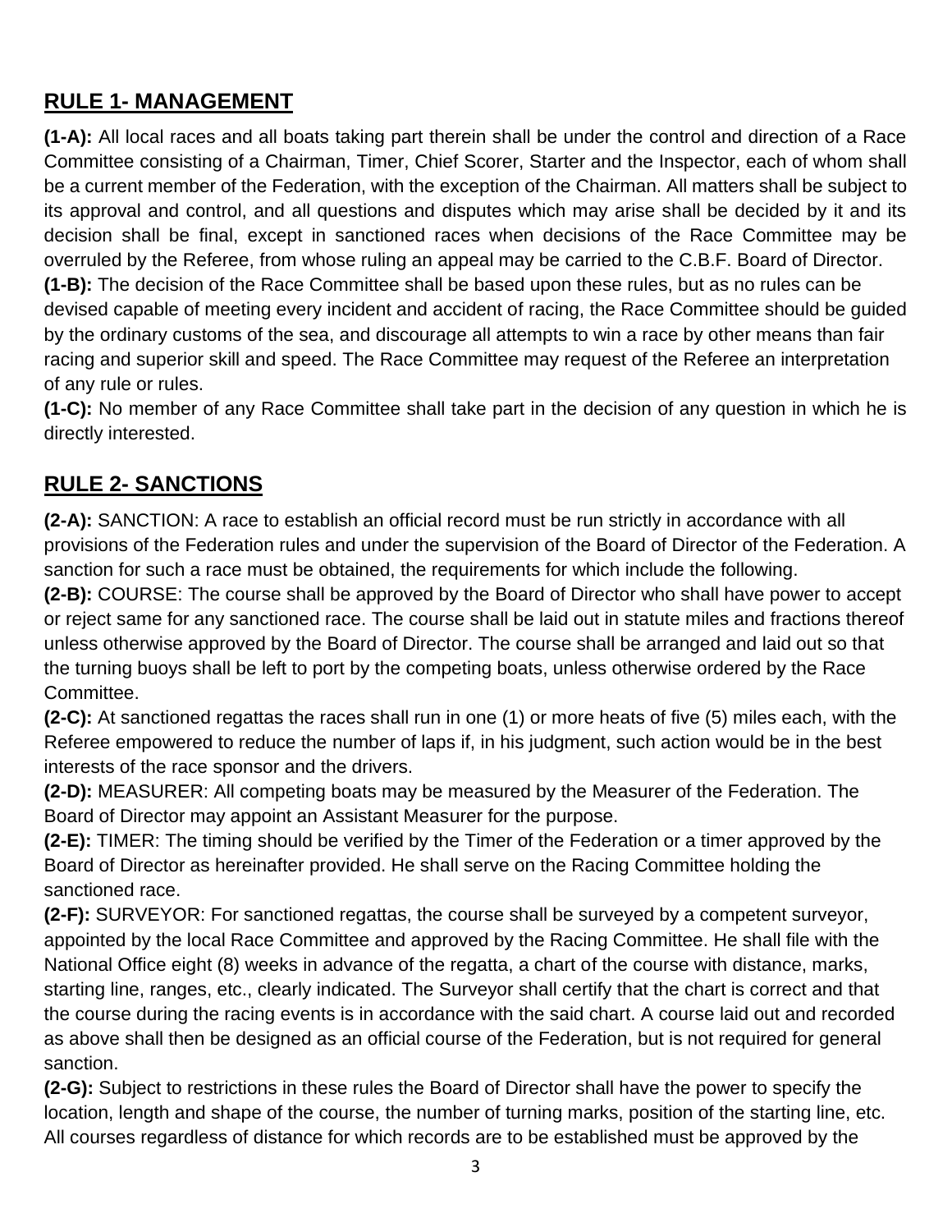## RULE 1- MANAGEMENT

**(1-A):** All local races and all boats taking part therein shall be under the control and direction of a Race Committee consisting of a Chairman, Timer, Chief Scorer, Starter and the Inspector, each of whom shall be a current member of the Federation, with the exception of the Chairman. All matters shall be subject to its approval and control, and all questions and disputes which may arise shall be decided by it and its decision shall be final, except in sanctioned races when decisions of the Race Committee may be overruled by the Referee, from whose ruling an appeal may be carried to the C.B.F. Board of Director.

**(1-B):** The decision of the Race Committee shall be based upon these rules, but as no rules can be devised capable of meeting every incident and accident of racing, the Race Committee should be guided by the ordinary customs of the sea, and discourage all attempts to win a race by other means than fair racing and superior skill and speed. The Race Committee may request of the Referee an interpretation of any rule or rules.

**(1-C):** No member of any Race Committee shall take part in the decision of any question in which he is directly interested.

## RULE 2- SANCTIONS

**(2-A):** SANCTION: A race to establish an official record must be run strictly in accordance with all provisions of the Federation rules and under the supervision of the Board of Director of the Federation. A sanction for such a race must be obtained, the requirements for which include the following.

**(2-B):** COURSE: The course shall be approved by the Board of Director who shall have power to accept or reject same for any sanctioned race. The course shall be laid out in statute miles and fractions thereof unless otherwise approved by the Board of Director. The course shall be arranged and laid out so that the turning buoys shall be left to port by the competing boats, unless otherwise ordered by the Race Committee.

**(2-C):** At sanctioned regattas the races shall run in one (1) or more heats of five (5) miles each, with the Referee empowered to reduce the number of laps if, in his judgment, such action would be in the best interests of the race sponsor and the drivers.

**(2-D):** MEASURER: All competing boats may be measured by the Measurer of the Federation. The Board of Director may appoint an Assistant Measurer for the purpose.

**(2-E):** TIMER: The timing should be verified by the Timer of the Federation or a timer approved by the Board of Director as hereinafter provided. He shall serve on the Racing Committee holding the sanctioned race.

**(2-F):** SURVEYOR: For sanctioned regattas, the course shall be surveyed by a competent surveyor, appointed by the local Race Committee and approved by the Racing Committee. He shall file with the National Office eight (8) weeks in advance of the regatta, a chart of the course with distance, marks, starting line, ranges, etc., clearly indicated. The Surveyor shall certify that the chart is correct and that the course during the racing events is in accordance with the said chart. A course laid out and recorded as above shall then be designed as an official course of the Federation, but is not required for general sanction.

**(2-G):** Subject to restrictions in these rules the Board of Director shall have the power to specify the location, length and shape of the course, the number of turning marks, position of the starting line, etc. All courses regardless of distance for which records are to be established must be approved by the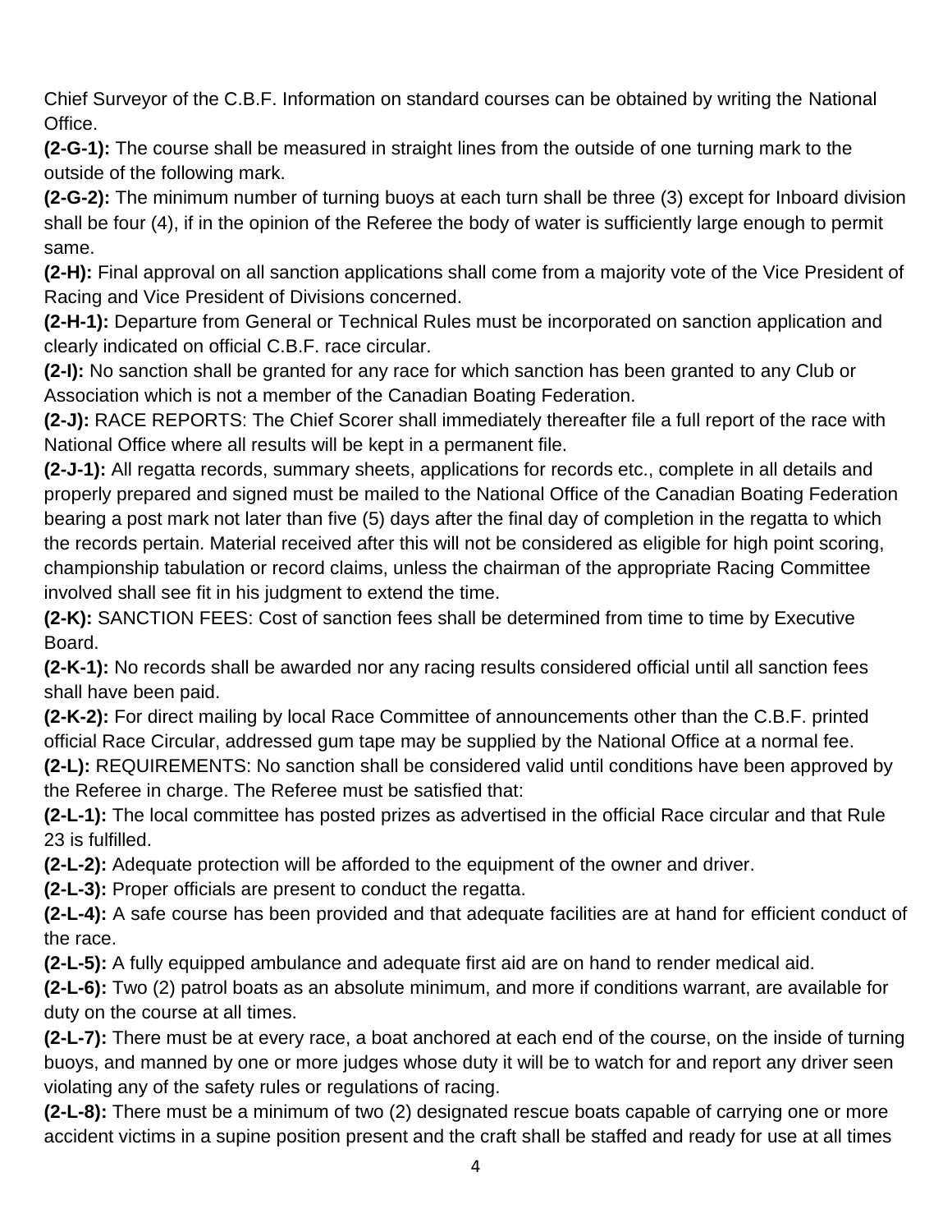Chief Surveyor of the C.B.F. Information on standard courses can be obtained by writing the National Office.

**(2-G-1):** The course shall be measured in straight lines from the outside of one turning mark to the outside of the following mark.

**(2-G-2):** The minimum number of turning buoys at each turn shall be three (3) except for Inboard division shall be four (4), if in the opinion of the Referee the body of water is sufficiently large enough to permit same.

**(2-H):** Final approval on all sanction applications shall come from a majority vote of the Vice President of Racing and Vice President of Divisions concerned.

**(2-H-1):** Departure from General or Technical Rules must be incorporated on sanction application and clearly indicated on official C.B.F. race circular.

**(2-I):** No sanction shall be granted for any race for which sanction has been granted to any Club or Association which is not a member of the Canadian Boating Federation.

**(2-J):** RACE REPORTS: The Chief Scorer shall immediately thereafter file a full report of the race with National Office where all results will be kept in a permanent file.

**(2-J-1):** All regatta records, summary sheets, applications for records etc., complete in all details and properly prepared and signed must be mailed to the National Office of the Canadian Boating Federation bearing a post mark not later than five (5) days after the final day of completion in the regatta to which the records pertain. Material received after this will not be considered as eligible for high point scoring, championship tabulation or record claims, unless the chairman of the appropriate Racing Committee involved shall see fit in his judgment to extend the time.

**(2-K):** SANCTION FEES: Cost of sanction fees shall be determined from time to time by Executive Board.

**(2-K-1):** No records shall be awarded nor any racing results considered official until all sanction fees shall have been paid.

**(2-K-2):** For direct mailing by local Race Committee of announcements other than the C.B.F. printed official Race Circular, addressed gum tape may be supplied by the National Office at a normal fee.

**(2-L):** REQUIREMENTS: No sanction shall be considered valid until conditions have been approved by the Referee in charge. The Referee must be satisfied that:

**(2-L-1):** The local committee has posted prizes as advertised in the official Race circular and that Rule 23 is fulfilled.

**(2-L-2):** Adequate protection will be afforded to the equipment of the owner and driver.

**(2-L-3):** Proper officials are present to conduct the regatta.

**(2-L-4):** A safe course has been provided and that adequate facilities are at hand for efficient conduct of the race.

**(2-L-5):** A fully equipped ambulance and adequate first aid are on hand to render medical aid.

**(2-L-6):** Two (2) patrol boats as an absolute minimum, and more if conditions warrant, are available for duty on the course at all times.

**(2-L-7):** There must be at every race, a boat anchored at each end of the course, on the inside of turning buoys, and manned by one or more judges whose duty it will be to watch for and report any driver seen violating any of the safety rules or regulations of racing.

**(2-L-8):** There must be a minimum of two (2) designated rescue boats capable of carrying one or more accident victims in a supine position present and the craft shall be staffed and ready for use at all times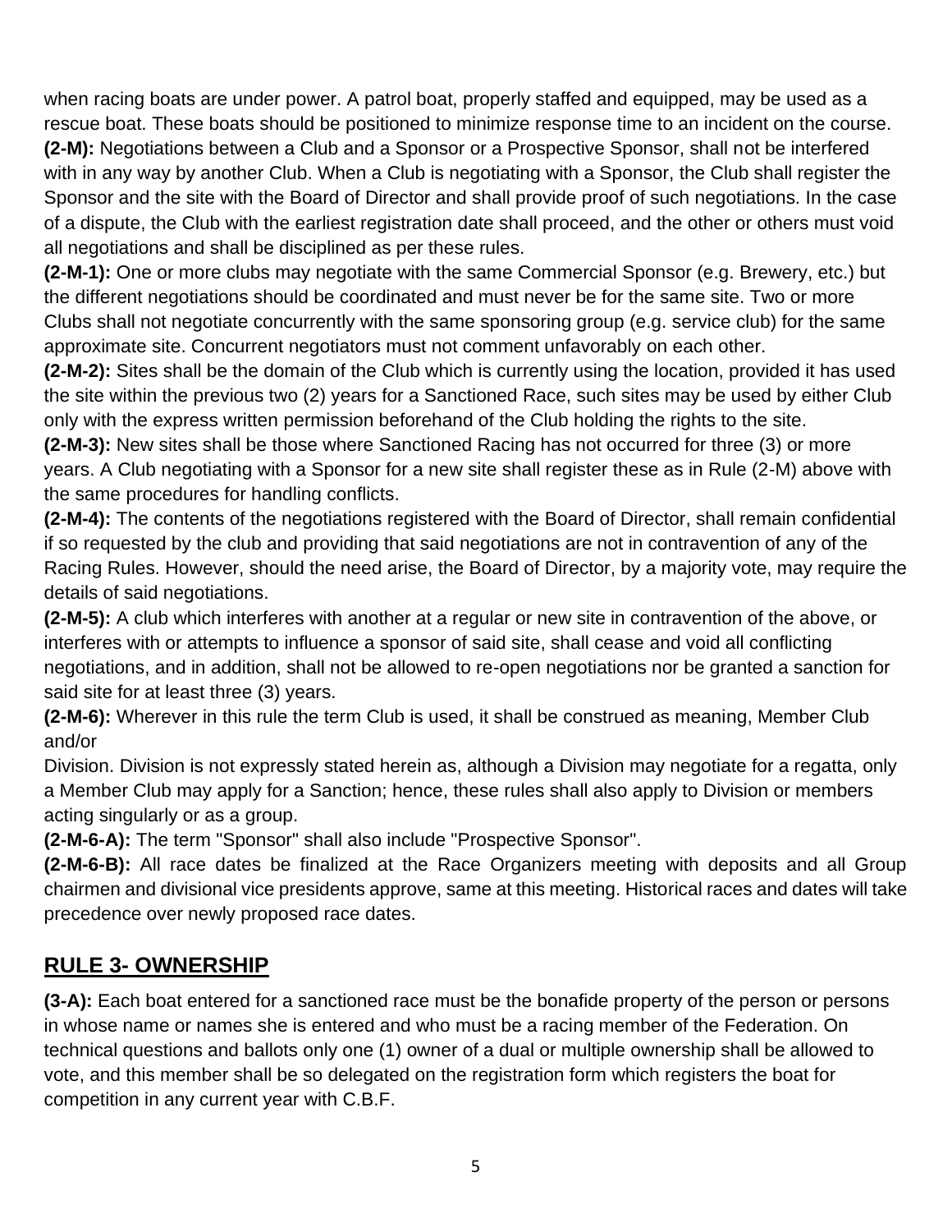when racing boats are under power. A patrol boat, properly staffed and equipped, may be used as a rescue boat. These boats should be positioned to minimize response time to an incident on the course.

**(2-M):** Negotiations between a Club and a Sponsor or a Prospective Sponsor, shall not be interfered with in any way by another Club. When a Club is negotiating with a Sponsor, the Club shall register the Sponsor and the site with the Board of Director and shall provide proof of such negotiations. In the case of a dispute, the Club with the earliest registration date shall proceed, and the other or others must void all negotiations and shall be disciplined as per these rules.

**(2-M-1):** One or more clubs may negotiate with the same Commercial Sponsor (e.g. Brewery, etc.) but the different negotiations should be coordinated and must never be for the same site. Two or more Clubs shall not negotiate concurrently with the same sponsoring group (e.g. service club) for the same approximate site. Concurrent negotiators must not comment unfavorably on each other.

**(2-M-2):** Sites shall be the domain of the Club which is currently using the location, provided it has used the site within the previous two (2) years for a Sanctioned Race, such sites may be used by either Club only with the express written permission beforehand of the Club holding the rights to the site.

**(2-M-3):** New sites shall be those where Sanctioned Racing has not occurred for three (3) or more years. A Club negotiating with a Sponsor for a new site shall register these as in Rule (2-M) above with the same procedures for handling conflicts.

**(2-M-4):** The contents of the negotiations registered with the Board of Director, shall remain confidential if so requested by the club and providing that said negotiations are not in contravention of any of the Racing Rules. However, should the need arise, the Board of Director, by a majority vote, may require the details of said negotiations.

**(2-M-5):** A club which interferes with another at a regular or new site in contravention of the above, or interferes with or attempts to influence a sponsor of said site, shall cease and void all conflicting negotiations, and in addition, shall not be allowed to re-open negotiations nor be granted a sanction for said site for at least three (3) years.

**(2-M-6):** Wherever in this rule the term Club is used, it shall be construed as meaning, Member Club and/or

Division. Division is not expressly stated herein as, although a Division may negotiate for a regatta, only a Member Club may apply for a Sanction; hence, these rules shall also apply to Division or members acting singularly or as a group.

**(2-M-6-A):** The term "Sponsor" shall also include "Prospective Sponsor".

**(2-M-6-B):** All race dates be finalized at the Race Organizers meeting with deposits and all Group chairmen and divisional vice presidents approve, same at this meeting. Historical races and dates will take precedence over newly proposed race dates.

## RULE 3- OWNERSHIP

**(3-A):** Each boat entered for a sanctioned race must be the bonafide property of the person or persons in whose name or names she is entered and who must be a racing member of the Federation. On technical questions and ballots only one (1) owner of a dual or multiple ownership shall be allowed to vote, and this member shall be so delegated on the registration form which registers the boat for competition in any current year with C.B.F.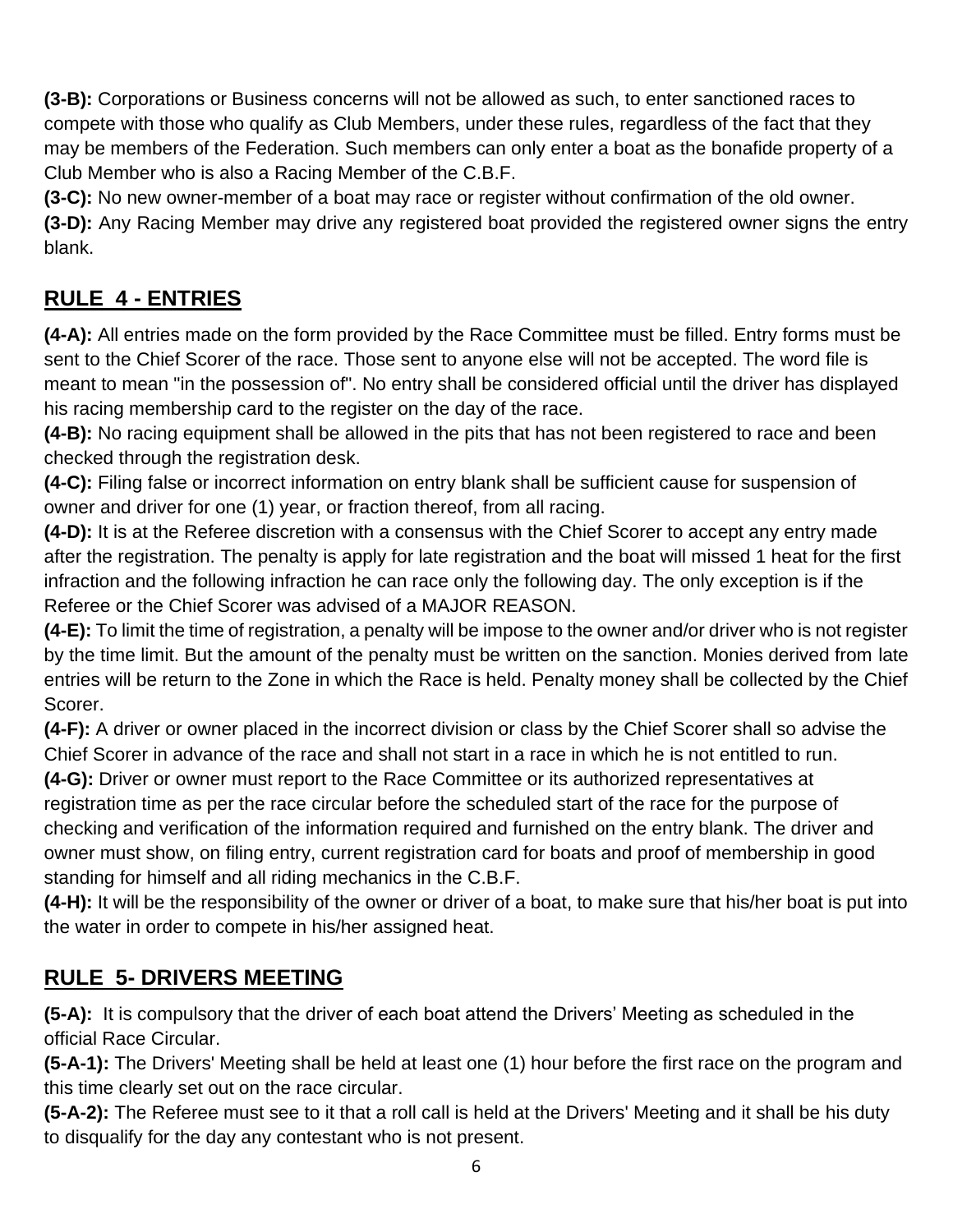**(3-B):** Corporations or Business concerns will not be allowed as such, to enter sanctioned races to compete with those who qualify as Club Members, under these rules, regardless of the fact that they may be members of the Federation. Such members can only enter a boat as the bonafide property of a Club Member who is also a Racing Member of the C.B.F.

**(3-C):** No new owner-member of a boat may race or register without confirmation of the old owner.

**(3-D):** Any Racing Member may drive any registered boat provided the registered owner signs the entry blank.

## RULE 4 - ENTRIES

**(4-A):** All entries made on the form provided by the Race Committee must be filled. Entry forms must be sent to the Chief Scorer of the race. Those sent to anyone else will not be accepted. The word file is meant to mean "in the possession of". No entry shall be considered official until the driver has displayed his racing membership card to the register on the day of the race.

**(4-B):** No racing equipment shall be allowed in the pits that has not been registered to race and been checked through the registration desk.

**(4-C):** Filing false or incorrect information on entry blank shall be sufficient cause for suspension of owner and driver for one (1) year, or fraction thereof, from all racing.

**(4-D):** It is at the Referee discretion with a consensus with the Chief Scorer to accept any entry made after the registration. The penalty is apply for late registration and the boat will missed 1 heat for the first infraction and the following infraction he can race only the following day. The only exception is if the Referee or the Chief Scorer was advised of a MAJOR REASON.

**(4-E):** To limit the time of registration, a penalty will be impose to the owner and/or driver who is not register by the time limit. But the amount of the penalty must be written on the sanction. Monies derived from late entries will be return to the Zone in which the Race is held. Penalty money shall be collected by the Chief Scorer.

**(4-F):** A driver or owner placed in the incorrect division or class by the Chief Scorer shall so advise the Chief Scorer in advance of the race and shall not start in a race in which he is not entitled to run.

**(4-G):** Driver or owner must report to the Race Committee or its authorized representatives at registration time as per the race circular before the scheduled start of the race for the purpose of checking and verification of the information required and furnished on the entry blank. The driver and owner must show, on filing entry, current registration card for boats and proof of membership in good standing for himself and all riding mechanics in the C.B.F.

**(4-H):** It will be the responsibility of the owner or driver of a boat, to make sure that his/her boat is put into the water in order to compete in his/her assigned heat.

## RULE 5- DRIVERS MEETING

**(5-A):** It is compulsory that the driver of each boat attend the Drivers' Meeting as scheduled in the official Race Circular.

**(5-A-1):** The Drivers' Meeting shall be held at least one (1) hour before the first race on the program and this time clearly set out on the race circular.

**(5-A-2):** The Referee must see to it that a roll call is held at the Drivers' Meeting and it shall be his duty to disqualify for the day any contestant who is not present.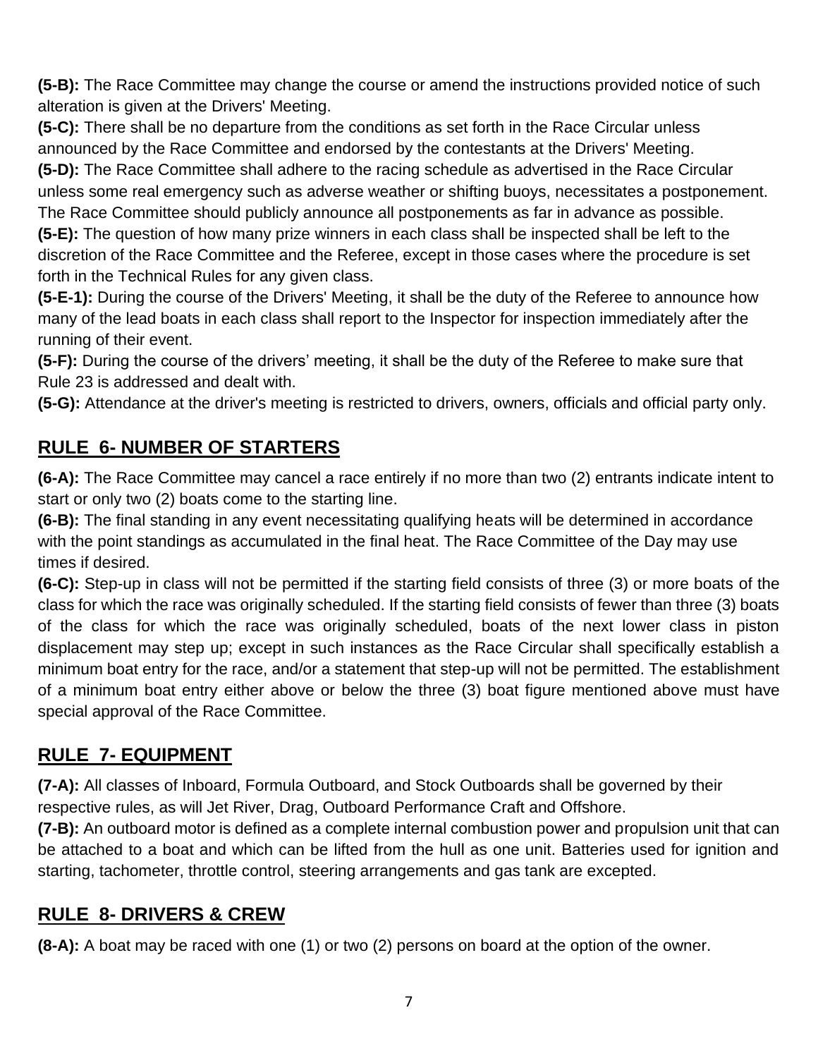**(5-B):** The Race Committee may change the course or amend the instructions provided notice of such alteration is given at the Drivers' Meeting.

**(5-C):** There shall be no departure from the conditions as set forth in the Race Circular unless announced by the Race Committee and endorsed by the contestants at the Drivers' Meeting.

**(5-D):** The Race Committee shall adhere to the racing schedule as advertised in the Race Circular unless some real emergency such as adverse weather or shifting buoys, necessitates a postponement. The Race Committee should publicly announce all postponements as far in advance as possible.

**(5-E):** The question of how many prize winners in each class shall be inspected shall be left to the discretion of the Race Committee and the Referee, except in those cases where the procedure is set forth in the Technical Rules for any given class.

**(5-E-1):** During the course of the Drivers' Meeting, it shall be the duty of the Referee to announce how many of the lead boats in each class shall report to the Inspector for inspection immediately after the running of their event.

**(5-F):** During the course of the drivers' meeting, it shall be the duty of the Referee to make sure that Rule 23 is addressed and dealt with.

**(5-G):** Attendance at the driver's meeting is restricted to drivers, owners, officials and official party only.

## RULE 6- NUMBER OF STARTERS

**(6-A):** The Race Committee may cancel a race entirely if no more than two (2) entrants indicate intent to start or only two (2) boats come to the starting line.

**(6-B):** The final standing in any event necessitating qualifying heats will be determined in accordance with the point standings as accumulated in the final heat. The Race Committee of the Day may use times if desired.

**(6-C):** Step-up in class will not be permitted if the starting field consists of three (3) or more boats of the class for which the race was originally scheduled. If the starting field consists of fewer than three (3) boats of the class for which the race was originally scheduled, boats of the next lower class in piston displacement may step up; except in such instances as the Race Circular shall specifically establish a minimum boat entry for the race, and/or a statement that step-up will not be permitted. The establishment of a minimum boat entry either above or below the three (3) boat figure mentioned above must have special approval of the Race Committee.

## RULE 7- EQUIPMENT

**(7-A):** All classes of Inboard, Formula Outboard, and Stock Outboards shall be governed by their respective rules, as will Jet River, Drag, Outboard Performance Craft and Offshore.

**(7-B):** An outboard motor is defined as a complete internal combustion power and propulsion unit that can be attached to a boat and which can be lifted from the hull as one unit. Batteries used for ignition and starting, tachometer, throttle control, steering arrangements and gas tank are excepted.

## RULE 8- DRIVERS & CREW

**(8-A):** A boat may be raced with one (1) or two (2) persons on board at the option of the owner.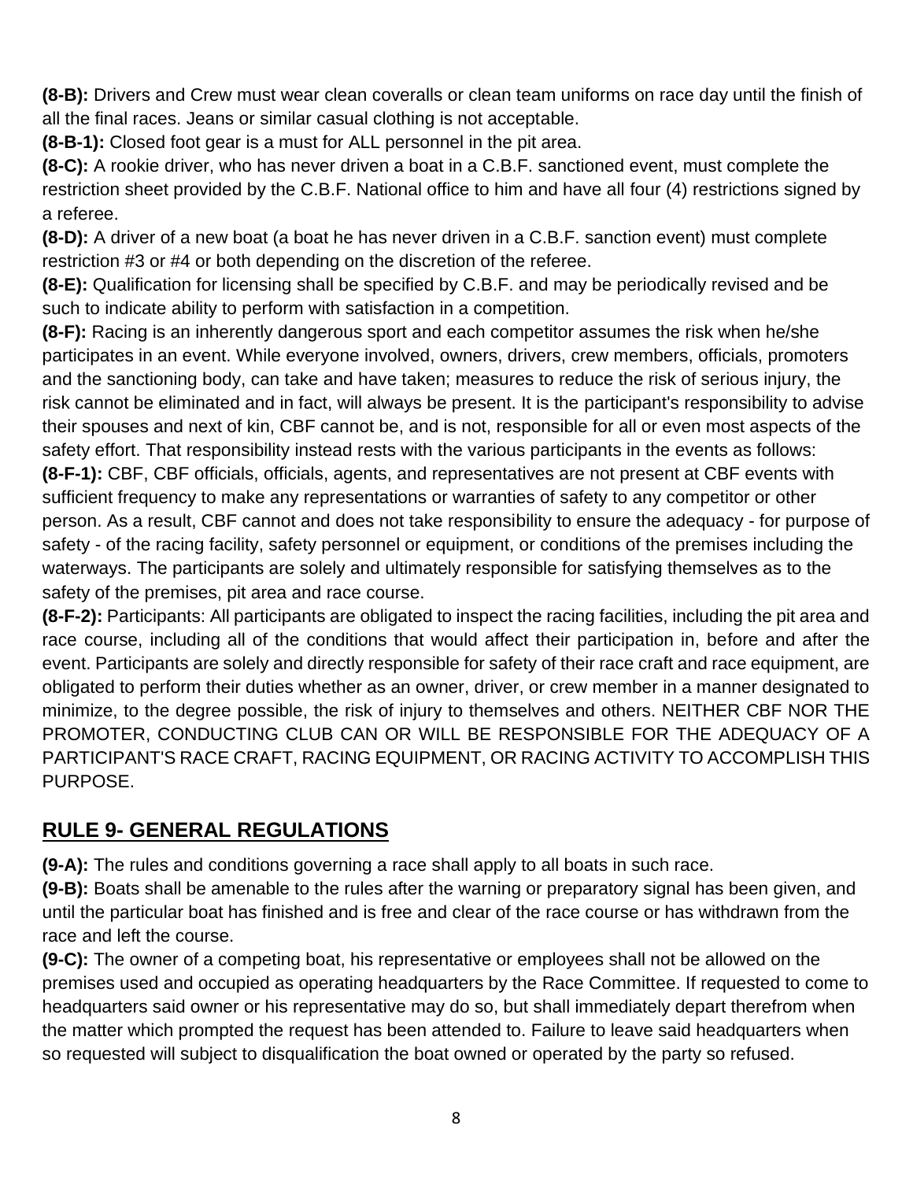**(8-B):** Drivers and Crew must wear clean coveralls or clean team uniforms on race day until the finish of all the final races. Jeans or similar casual clothing is not acceptable.

**(8-B-1):** Closed foot gear is a must for ALL personnel in the pit area.

**(8-C):** A rookie driver, who has never driven a boat in a C.B.F. sanctioned event, must complete the restriction sheet provided by the C.B.F. National office to him and have all four (4) restrictions signed by a referee.

**(8-D):** A driver of a new boat (a boat he has never driven in a C.B.F. sanction event) must complete restriction #3 or #4 or both depending on the discretion of the referee.

**(8-E):** Qualification for licensing shall be specified by C.B.F. and may be periodically revised and be such to indicate ability to perform with satisfaction in a competition.

**(8-F):** Racing is an inherently dangerous sport and each competitor assumes the risk when he/she participates in an event. While everyone involved, owners, drivers, crew members, officials, promoters and the sanctioning body, can take and have taken; measures to reduce the risk of serious injury, the risk cannot be eliminated and in fact, will always be present. It is the participant's responsibility to advise their spouses and next of kin, CBF cannot be, and is not, responsible for all or even most aspects of the safety effort. That responsibility instead rests with the various participants in the events as follows:

**(8-F-1):** CBF, CBF officials, officials, agents, and representatives are not present at CBF events with sufficient frequency to make any representations or warranties of safety to any competitor or other person. As a result, CBF cannot and does not take responsibility to ensure the adequacy - for purpose of safety - of the racing facility, safety personnel or equipment, or conditions of the premises including the waterways. The participants are solely and ultimately responsible for satisfying themselves as to the safety of the premises, pit area and race course.

**(8-F-2):** Participants: All participants are obligated to inspect the racing facilities, including the pit area and race course, including all of the conditions that would affect their participation in, before and after the event. Participants are solely and directly responsible for safety of their race craft and race equipment, are obligated to perform their duties whether as an owner, driver, or crew member in a manner designated to minimize, to the degree possible, the risk of injury to themselves and others. NEITHER CBF NOR THE PROMOTER, CONDUCTING CLUB CAN OR WILL BE RESPONSIBLE FOR THE ADEQUACY OF A PARTICIPANT'S RACE CRAFT, RACING EQUIPMENT, OR RACING ACTIVITY TO ACCOMPLISH THIS PURPOSE.

## RULE 9- GENERAL REGULATIONS

**(9-A):** The rules and conditions governing a race shall apply to all boats in such race.

**(9-B):** Boats shall be amenable to the rules after the warning or preparatory signal has been given, and until the particular boat has finished and is free and clear of the race course or has withdrawn from the race and left the course.

**(9-C):** The owner of a competing boat, his representative or employees shall not be allowed on the premises used and occupied as operating headquarters by the Race Committee. If requested to come to headquarters said owner or his representative may do so, but shall immediately depart therefrom when the matter which prompted the request has been attended to. Failure to leave said headquarters when so requested will subject to disqualification the boat owned or operated by the party so refused.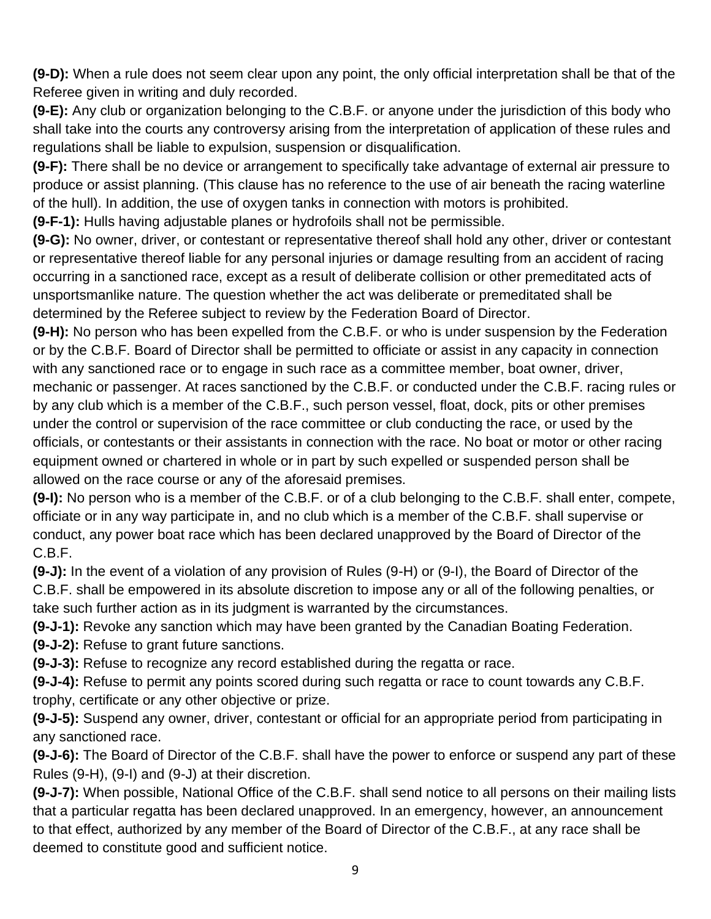**(9-D):** When a rule does not seem clear upon any point, the only official interpretation shall be that of the Referee given in writing and duly recorded.

**(9-E):** Any club or organization belonging to the C.B.F. or anyone under the jurisdiction of this body who shall take into the courts any controversy arising from the interpretation of application of these rules and regulations shall be liable to expulsion, suspension or disqualification.

**(9-F):** There shall be no device or arrangement to specifically take advantage of external air pressure to produce or assist planning. (This clause has no reference to the use of air beneath the racing waterline of the hull). In addition, the use of oxygen tanks in connection with motors is prohibited.

**(9-F-1):** Hulls having adjustable planes or hydrofoils shall not be permissible.

**(9-G):** No owner, driver, or contestant or representative thereof shall hold any other, driver or contestant or representative thereof liable for any personal injuries or damage resulting from an accident of racing occurring in a sanctioned race, except as a result of deliberate collision or other premeditated acts of unsportsmanlike nature. The question whether the act was deliberate or premeditated shall be determined by the Referee subject to review by the Federation Board of Director.

**(9-H):** No person who has been expelled from the C.B.F. or who is under suspension by the Federation or by the C.B.F. Board of Director shall be permitted to officiate or assist in any capacity in connection with any sanctioned race or to engage in such race as a committee member, boat owner, driver, mechanic or passenger. At races sanctioned by the C.B.F. or conducted under the C.B.F. racing rules or by any club which is a member of the C.B.F., such person vessel, float, dock, pits or other premises under the control or supervision of the race committee or club conducting the race, or used by the officials, or contestants or their assistants in connection with the race. No boat or motor or other racing equipment owned or chartered in whole or in part by such expelled or suspended person shall be allowed on the race course or any of the aforesaid premises.

**(9-I):** No person who is a member of the C.B.F. or of a club belonging to the C.B.F. shall enter, compete, officiate or in any way participate in, and no club which is a member of the C.B.F. shall supervise or conduct, any power boat race which has been declared unapproved by the Board of Director of the C.B.F.

**(9-J):** In the event of a violation of any provision of Rules (9-H) or (9-I), the Board of Director of the C.B.F. shall be empowered in its absolute discretion to impose any or all of the following penalties, or take such further action as in its judgment is warranted by the circumstances.

**(9-J-1):** Revoke any sanction which may have been granted by the Canadian Boating Federation.

**(9-J-2):** Refuse to grant future sanctions.

**(9-J-3):** Refuse to recognize any record established during the regatta or race.

**(9-J-4):** Refuse to permit any points scored during such regatta or race to count towards any C.B.F. trophy, certificate or any other objective or prize.

**(9-J-5):** Suspend any owner, driver, contestant or official for an appropriate period from participating in any sanctioned race.

**(9-J-6):** The Board of Director of the C.B.F. shall have the power to enforce or suspend any part of these Rules (9-H), (9-I) and (9-J) at their discretion.

**(9-J-7):** When possible, National Office of the C.B.F. shall send notice to all persons on their mailing lists that a particular regatta has been declared unapproved. In an emergency, however, an announcement to that effect, authorized by any member of the Board of Director of the C.B.F., at any race shall be deemed to constitute good and sufficient notice.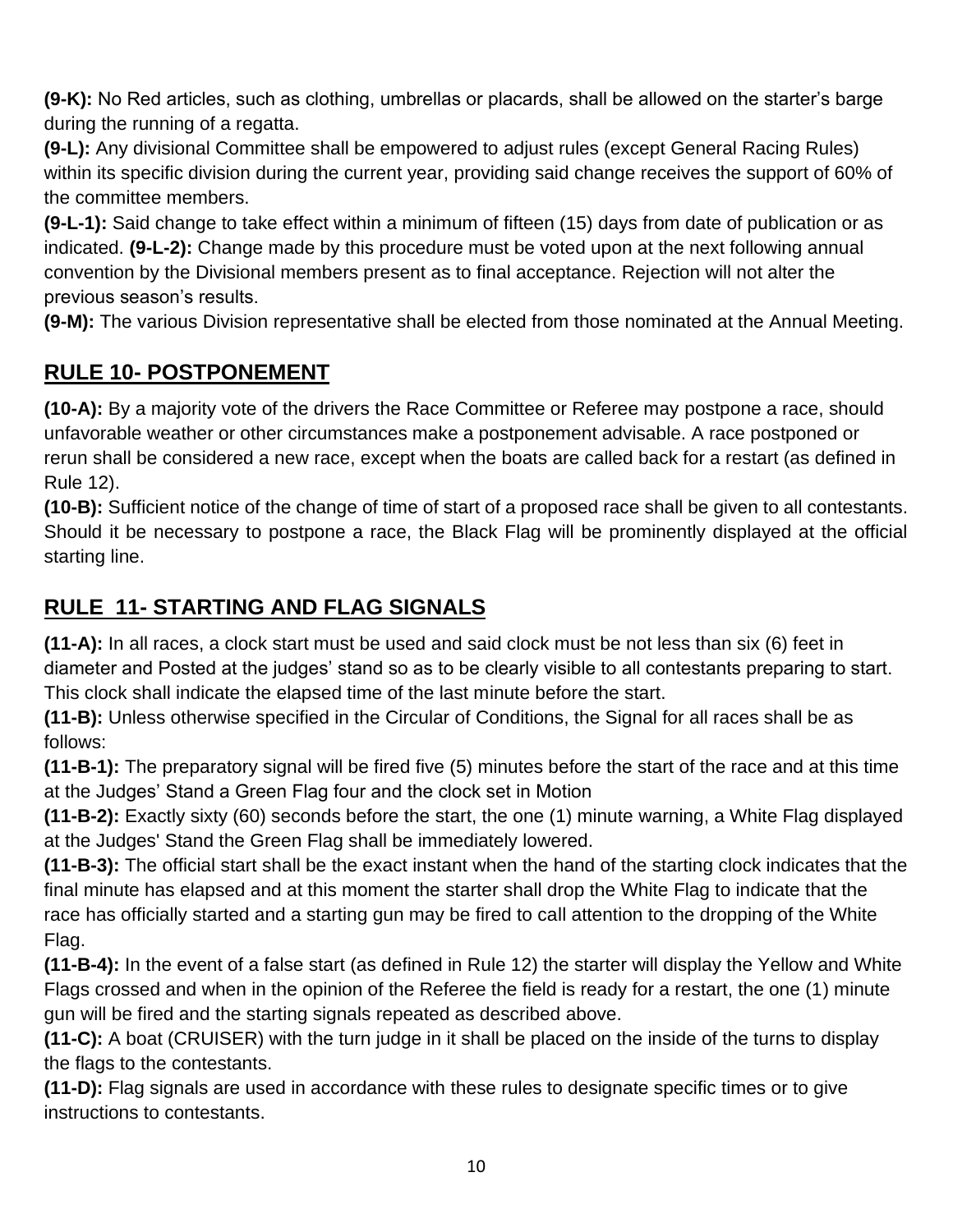**(9-K):** No Red articles, such as clothing, umbrellas or placards, shall be allowed on the starter's barge during the running of a regatta.

**(9-L):** Any divisional Committee shall be empowered to adjust rules (except General Racing Rules) within its specific division during the current year, providing said change receives the support of 60% of the committee members.

**(9-L-1):** Said change to take effect within a minimum of fifteen (15) days from date of publication or as indicated. **(9-L-2):** Change made by this procedure must be voted upon at the next following annual convention by the Divisional members present as to final acceptance. Rejection will not alter the previous season's results.

**(9-M):** The various Division representative shall be elected from those nominated at the Annual Meeting.

## RULE 10- POSTPONEMENT

**(10-A):** By a majority vote of the drivers the Race Committee or Referee may postpone a race, should unfavorable weather or other circumstances make a postponement advisable. A race postponed or rerun shall be considered a new race, except when the boats are called back for a restart (as defined in Rule 12).

**(10-B):** Sufficient notice of the change of time of start of a proposed race shall be given to all contestants. Should it be necessary to postpone a race, the Black Flag will be prominently displayed at the official starting line.

## RULE 11- STARTING AND FLAG SIGNALS

**(11-A):** In all races, a clock start must be used and said clock must be not less than six (6) feet in diameter and Posted at the judges' stand so as to be clearly visible to all contestants preparing to start. This clock shall indicate the elapsed time of the last minute before the start.

**(11-B):** Unless otherwise specified in the Circular of Conditions, the Signal for all races shall be as follows:

**(11-B-1):** The preparatory signal will be fired five (5) minutes before the start of the race and at this time at the Judges' Stand a Green Flag four and the clock set in Motion

**(11-B-2):** Exactly sixty (60) seconds before the start, the one (1) minute warning, a White Flag displayed at the Judges' Stand the Green Flag shall be immediately lowered.

**(11-B-3):** The official start shall be the exact instant when the hand of the starting clock indicates that the final minute has elapsed and at this moment the starter shall drop the White Flag to indicate that the race has officially started and a starting gun may be fired to call attention to the dropping of the White Flag.

**(11-B-4):** In the event of a false start (as defined in Rule 12) the starter will display the Yellow and White Flags crossed and when in the opinion of the Referee the field is ready for a restart, the one (1) minute gun will be fired and the starting signals repeated as described above.

**(11-C):** A boat (CRUISER) with the turn judge in it shall be placed on the inside of the turns to display the flags to the contestants.

**(11-D):** Flag signals are used in accordance with these rules to designate specific times or to give instructions to contestants.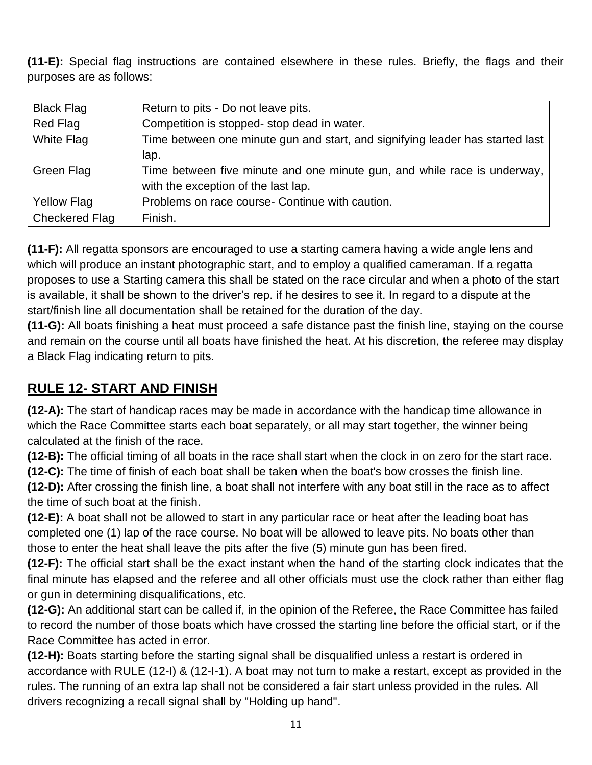**(11-E):** Special flag instructions are contained elsewhere in these rules. Briefly, the flags and their purposes are as follows:

| Black Flag | Return to pits - Do not leave pits. |
|---|---|
| Red Flag | Competition is stopped- stop dead in water. |
| White Flag | Time between one minute gun and start, and signifying leader has started last lap. |
| Green Flag | Time between five minute and one minute gun, and while race is underway, with the exception of the last lap. |
| Yellow Flag | Problems on race course- Continue with caution. |
| Checkered Flag | Finish. |

**(11-F):** All regatta sponsors are encouraged to use a starting camera having a wide angle lens and which will produce an instant photographic start, and to employ a qualified cameraman. If a regatta proposes to use a Starting camera this shall be stated on the race circular and when a photo of the start is available, it shall be shown to the driver's rep. if he desires to see it. In regard to a dispute at the start/finish line all documentation shall be retained for the duration of the day.

**(11-G):** All boats finishing a heat must proceed a safe distance past the finish line, staying on the course and remain on the course until all boats have finished the heat. At his discretion, the referee may display a Black Flag indicating return to pits.

## RULE 12- START AND FINISH

**(12-A):** The start of handicap races may be made in accordance with the handicap time allowance in which the Race Committee starts each boat separately, or all may start together, the winner being calculated at the finish of the race.

**(12-B):** The official timing of all boats in the race shall start when the clock in on zero for the start race.

**(12-C):** The time of finish of each boat shall be taken when the boat's bow crosses the finish line.

**(12-D):** After crossing the finish line, a boat shall not interfere with any boat still in the race as to affect the time of such boat at the finish.

**(12-E):** A boat shall not be allowed to start in any particular race or heat after the leading boat has completed one (1) lap of the race course. No boat will be allowed to leave pits. No boats other than those to enter the heat shall leave the pits after the five (5) minute gun has been fired.

**(12-F):** The official start shall be the exact instant when the hand of the starting clock indicates that the final minute has elapsed and the referee and all other officials must use the clock rather than either flag or gun in determining disqualifications, etc.

**(12-G):** An additional start can be called if, in the opinion of the Referee, the Race Committee has failed to record the number of those boats which have crossed the starting line before the official start, or if the Race Committee has acted in error.

**(12-H):** Boats starting before the starting signal shall be disqualified unless a restart is ordered in accordance with RULE (12-I) & (12-I-1). A boat may not turn to make a restart, except as provided in the rules. The running of an extra lap shall not be considered a fair start unless provided in the rules. All drivers recognizing a recall signal shall by "Holding up hand".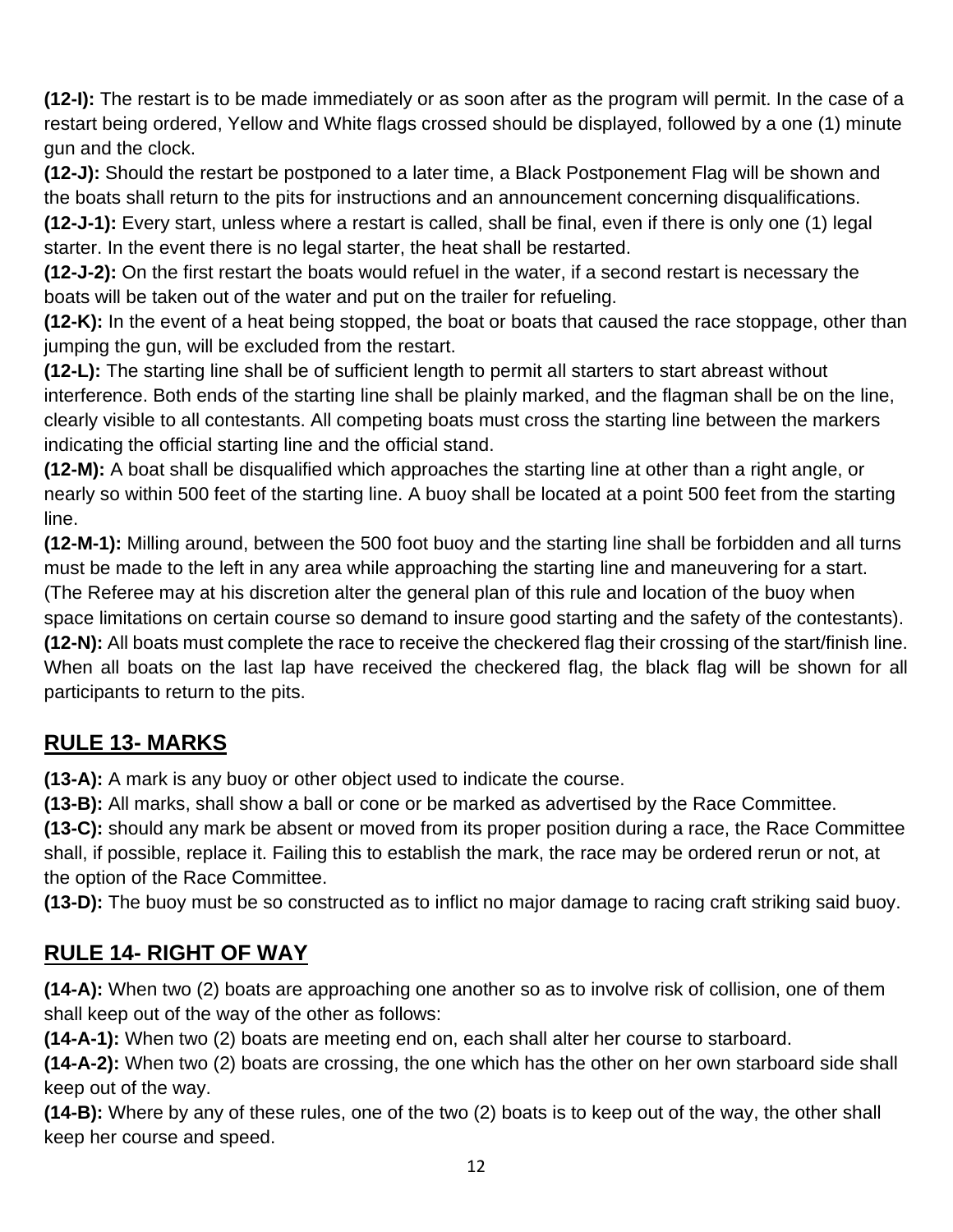**(12-I):** The restart is to be made immediately or as soon after as the program will permit. In the case of a restart being ordered, Yellow and White flags crossed should be displayed, followed by a one (1) minute gun and the clock.

**(12-J):** Should the restart be postponed to a later time, a Black Postponement Flag will be shown and the boats shall return to the pits for instructions and an announcement concerning disqualifications.

**(12-J-1):** Every start, unless where a restart is called, shall be final, even if there is only one (1) legal starter. In the event there is no legal starter, the heat shall be restarted.

**(12-J-2):** On the first restart the boats would refuel in the water, if a second restart is necessary the boats will be taken out of the water and put on the trailer for refueling.

**(12-K):** In the event of a heat being stopped, the boat or boats that caused the race stoppage, other than jumping the gun, will be excluded from the restart.

**(12-L):** The starting line shall be of sufficient length to permit all starters to start abreast without interference. Both ends of the starting line shall be plainly marked, and the flagman shall be on the line, clearly visible to all contestants. All competing boats must cross the starting line between the markers indicating the official starting line and the official stand.

**(12-M):** A boat shall be disqualified which approaches the starting line at other than a right angle, or nearly so within 500 feet of the starting line. A buoy shall be located at a point 500 feet from the starting line.

**(12-M-1):** Milling around, between the 500 foot buoy and the starting line shall be forbidden and all turns must be made to the left in any area while approaching the starting line and maneuvering for a start. (The Referee may at his discretion alter the general plan of this rule and location of the buoy when space limitations on certain course so demand to insure good starting and the safety of the contestants).

**(12-N):** All boats must complete the race to receive the checkered flag their crossing of the start/finish line. When all boats on the last lap have received the checkered flag, the black flag will be shown for all participants to return to the pits.

## RULE 13- MARKS

**(13-A):** A mark is any buoy or other object used to indicate the course.

**(13-B):** All marks, shall show a ball or cone or be marked as advertised by the Race Committee.

**(13-C):** should any mark be absent or moved from its proper position during a race, the Race Committee shall, if possible, replace it. Failing this to establish the mark, the race may be ordered rerun or not, at the option of the Race Committee.

**(13-D):** The buoy must be so constructed as to inflict no major damage to racing craft striking said buoy.

## RULE 14- RIGHT OF WAY

**(14-A):** When two (2) boats are approaching one another so as to involve risk of collision, one of them shall keep out of the way of the other as follows:

**(14-A-1):** When two (2) boats are meeting end on, each shall alter her course to starboard.

**(14-A-2):** When two (2) boats are crossing, the one which has the other on her own starboard side shall keep out of the way.

**(14-B):** Where by any of these rules, one of the two (2) boats is to keep out of the way, the other shall keep her course and speed.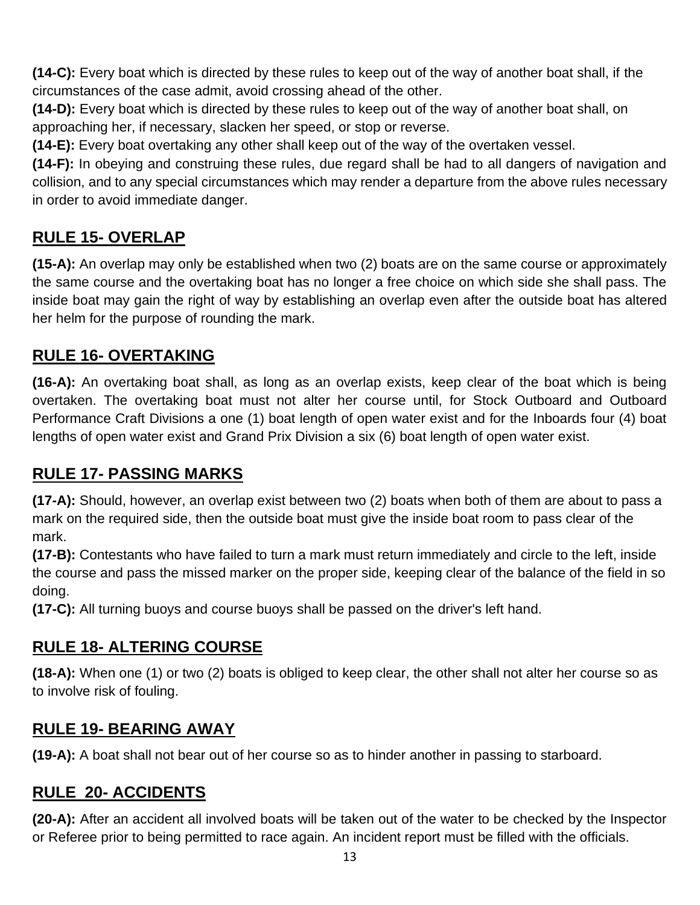**(14-C):** Every boat which is directed by these rules to keep out of the way of another boat shall, if the circumstances of the case admit, avoid crossing ahead of the other.

**(14-D):** Every boat which is directed by these rules to keep out of the way of another boat shall, on approaching her, if necessary, slacken her speed, or stop or reverse.

**(14-E):** Every boat overtaking any other shall keep out of the way of the overtaken vessel.

**(14-F):** In obeying and construing these rules, due regard shall be had to all dangers of navigation and collision, and to any special circumstances which may render a departure from the above rules necessary in order to avoid immediate danger.

## RULE 15- OVERLAP

**(15-A):** An overlap may only be established when two (2) boats are on the same course or approximately the same course and the overtaking boat has no longer a free choice on which side she shall pass. The inside boat may gain the right of way by establishing an overlap even after the outside boat has altered her helm for the purpose of rounding the mark.

## RULE 16- OVERTAKING

**(16-A):** An overtaking boat shall, as long as an overlap exists, keep clear of the boat which is being overtaken. The overtaking boat must not alter her course until, for Stock Outboard and Outboard Performance Craft Divisions a one (1) boat length of open water exist and for the Inboards four (4) boat lengths of open water exist and Grand Prix Division a six (6) boat length of open water exist.

## RULE 17- PASSING MARKS

**(17-A):** Should, however, an overlap exist between two (2) boats when both of them are about to pass a mark on the required side, then the outside boat must give the inside boat room to pass clear of the mark.

**(17-B):** Contestants who have failed to turn a mark must return immediately and circle to the left, inside the course and pass the missed marker on the proper side, keeping clear of the balance of the field in so doing.

**(17-C):** All turning buoys and course buoys shall be passed on the driver's left hand.

## RULE 18- ALTERING COURSE

**(18-A):** When one (1) or two (2) boats is obliged to keep clear, the other shall not alter her course so as to involve risk of fouling.

## RULE 19- BEARING AWAY

**(19-A):** A boat shall not bear out of her course so as to hinder another in passing to starboard.

## RULE 20- ACCIDENTS

**(20-A):** After an accident all involved boats will be taken out of the water to be checked by the Inspector or Referee prior to being permitted to race again. An incident report must be filled with the officials.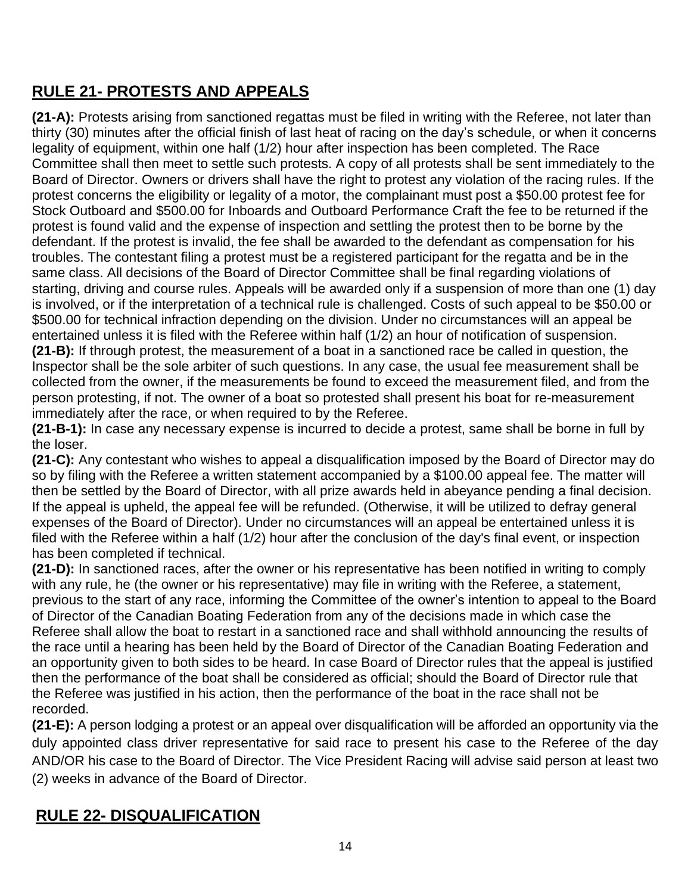## RULE 21- PROTESTS AND APPEALS

**(21-A):** Protests arising from sanctioned regattas must be filed in writing with the Referee, not later than thirty (30) minutes after the official finish of last heat of racing on the day's schedule, or when it concerns legality of equipment, within one half (1/2) hour after inspection has been completed. The Race Committee shall then meet to settle such protests. A copy of all protests shall be sent immediately to the Board of Director. Owners or drivers shall have the right to protest any violation of the racing rules. If the protest concerns the eligibility or legality of a motor, the complainant must post a $50.00 protest fee for Stock Outboard and $500.00 for Inboards and Outboard Performance Craft the fee to be returned if the protest is found valid and the expense of inspection and settling the protest then to be borne by the defendant. If the protest is invalid, the fee shall be awarded to the defendant as compensation for his troubles. The contestant filing a protest must be a registered participant for the regatta and be in the same class. All decisions of the Board of Director Committee shall be final regarding violations of starting, driving and course rules. Appeals will be awarded only if a suspension of more than one (1) day is involved, or if the interpretation of a technical rule is challenged. Costs of such appeal to be $50.00 or $500.00 for technical infraction depending on the division. Under no circumstances will an appeal be entertained unless it is filed with the Referee within half (1/2) an hour of notification of suspension.

**(21-B):** If through protest, the measurement of a boat in a sanctioned race be called in question, the Inspector shall be the sole arbiter of such questions. In any case, the usual fee measurement shall be collected from the owner, if the measurements be found to exceed the measurement filed, and from the person protesting, if not. The owner of a boat so protested shall present his boat for re-measurement immediately after the race, or when required to by the Referee.

**(21-B-1):** In case any necessary expense is incurred to decide a protest, same shall be borne in full by the loser.

**(21-C):** Any contestant who wishes to appeal a disqualification imposed by the Board of Director may do so by filing with the Referee a written statement accompanied by a $100.00 appeal fee. The matter will then be settled by the Board of Director, with all prize awards held in abeyance pending a final decision. If the appeal is upheld, the appeal fee will be refunded. (Otherwise, it will be utilized to defray general expenses of the Board of Director). Under no circumstances will an appeal be entertained unless it is filed with the Referee within a half (1/2) hour after the conclusion of the day's final event, or inspection has been completed if technical.

**(21-D):** In sanctioned races, after the owner or his representative has been notified in writing to comply with any rule, he (the owner or his representative) may file in writing with the Referee, a statement, previous to the start of any race, informing the Committee of the owner's intention to appeal to the Board of Director of the Canadian Boating Federation from any of the decisions made in which case the Referee shall allow the boat to restart in a sanctioned race and shall withhold announcing the results of the race until a hearing has been held by the Board of Director of the Canadian Boating Federation and an opportunity given to both sides to be heard. In case Board of Director rules that the appeal is justified then the performance of the boat shall be considered as official; should the Board of Director rule that the Referee was justified in his action, then the performance of the boat in the race shall not be recorded.

**(21-E):** A person lodging a protest or an appeal over disqualification will be afforded an opportunity via the duly appointed class driver representative for said race to present his case to the Referee of the day AND/OR his case to the Board of Director. The Vice President Racing will advise said person at least two (2) weeks in advance of the Board of Director.

## RULE 22- DISQUALIFICATION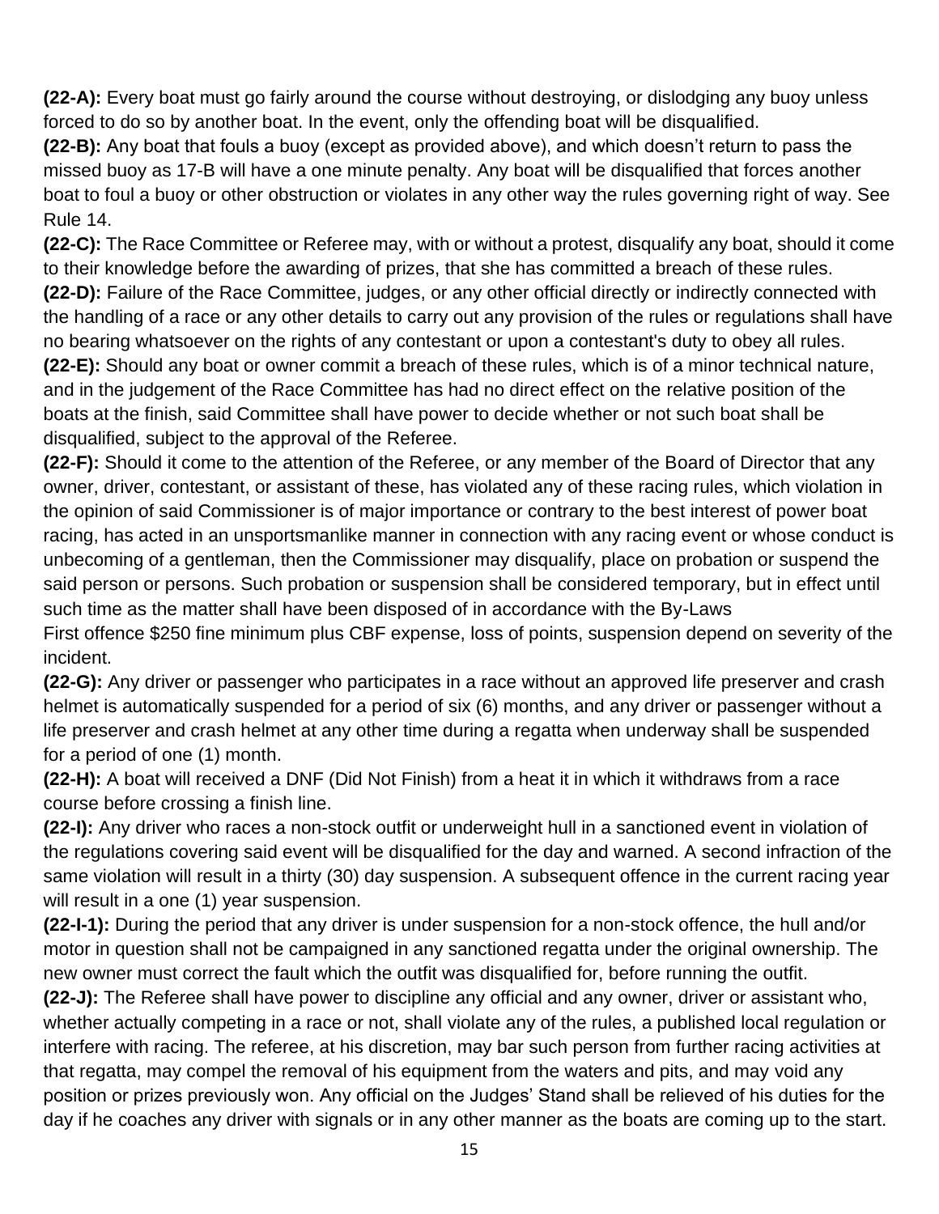**(22-A):** Every boat must go fairly around the course without destroying, or dislodging any buoy unless forced to do so by another boat. In the event, only the offending boat will be disqualified.

**(22-B):** Any boat that fouls a buoy (except as provided above), and which doesn't return to pass the missed buoy as 17-B will have a one minute penalty. Any boat will be disqualified that forces another boat to foul a buoy or other obstruction or violates in any other way the rules governing right of way. See Rule 14.

**(22-C):** The Race Committee or Referee may, with or without a protest, disqualify any boat, should it come to their knowledge before the awarding of prizes, that she has committed a breach of these rules.

**(22-D):** Failure of the Race Committee, judges, or any other official directly or indirectly connected with the handling of a race or any other details to carry out any provision of the rules or regulations shall have no bearing whatsoever on the rights of any contestant or upon a contestant's duty to obey all rules.

**(22-E):** Should any boat or owner commit a breach of these rules, which is of a minor technical nature, and in the judgement of the Race Committee has had no direct effect on the relative position of the boats at the finish, said Committee shall have power to decide whether or not such boat shall be disqualified, subject to the approval of the Referee.

**(22-F):** Should it come to the attention of the Referee, or any member of the Board of Director that any owner, driver, contestant, or assistant of these, has violated any of these racing rules, which violation in the opinion of said Commissioner is of major importance or contrary to the best interest of power boat racing, has acted in an unsportsmanlike manner in connection with any racing event or whose conduct is unbecoming of a gentleman, then the Commissioner may disqualify, place on probation or suspend the said person or persons. Such probation or suspension shall be considered temporary, but in effect until such time as the matter shall have been disposed of in accordance with the By-Laws
First offence $250 fine minimum plus CBF expense, loss of points, suspension depend on severity of the incident.

**(22-G):** Any driver or passenger who participates in a race without an approved life preserver and crash helmet is automatically suspended for a period of six (6) months, and any driver or passenger without a life preserver and crash helmet at any other time during a regatta when underway shall be suspended for a period of one (1) month.

**(22-H):** A boat will received a DNF (Did Not Finish) from a heat it in which it withdraws from a race course before crossing a finish line.

**(22-I):** Any driver who races a non-stock outfit or underweight hull in a sanctioned event in violation of the regulations covering said event will be disqualified for the day and warned. A second infraction of the same violation will result in a thirty (30) day suspension. A subsequent offence in the current racing year will result in a one (1) year suspension.

**(22-I-1):** During the period that any driver is under suspension for a non-stock offence, the hull and/or motor in question shall not be campaigned in any sanctioned regatta under the original ownership. The new owner must correct the fault which the outfit was disqualified for, before running the outfit.

**(22-J):** The Referee shall have power to discipline any official and any owner, driver or assistant who, whether actually competing in a race or not, shall violate any of the rules, a published local regulation or interfere with racing. The referee, at his discretion, may bar such person from further racing activities at that regatta, may compel the removal of his equipment from the waters and pits, and may void any position or prizes previously won. Any official on the Judges' Stand shall be relieved of his duties for the day if he coaches any driver with signals or in any other manner as the boats are coming up to the start.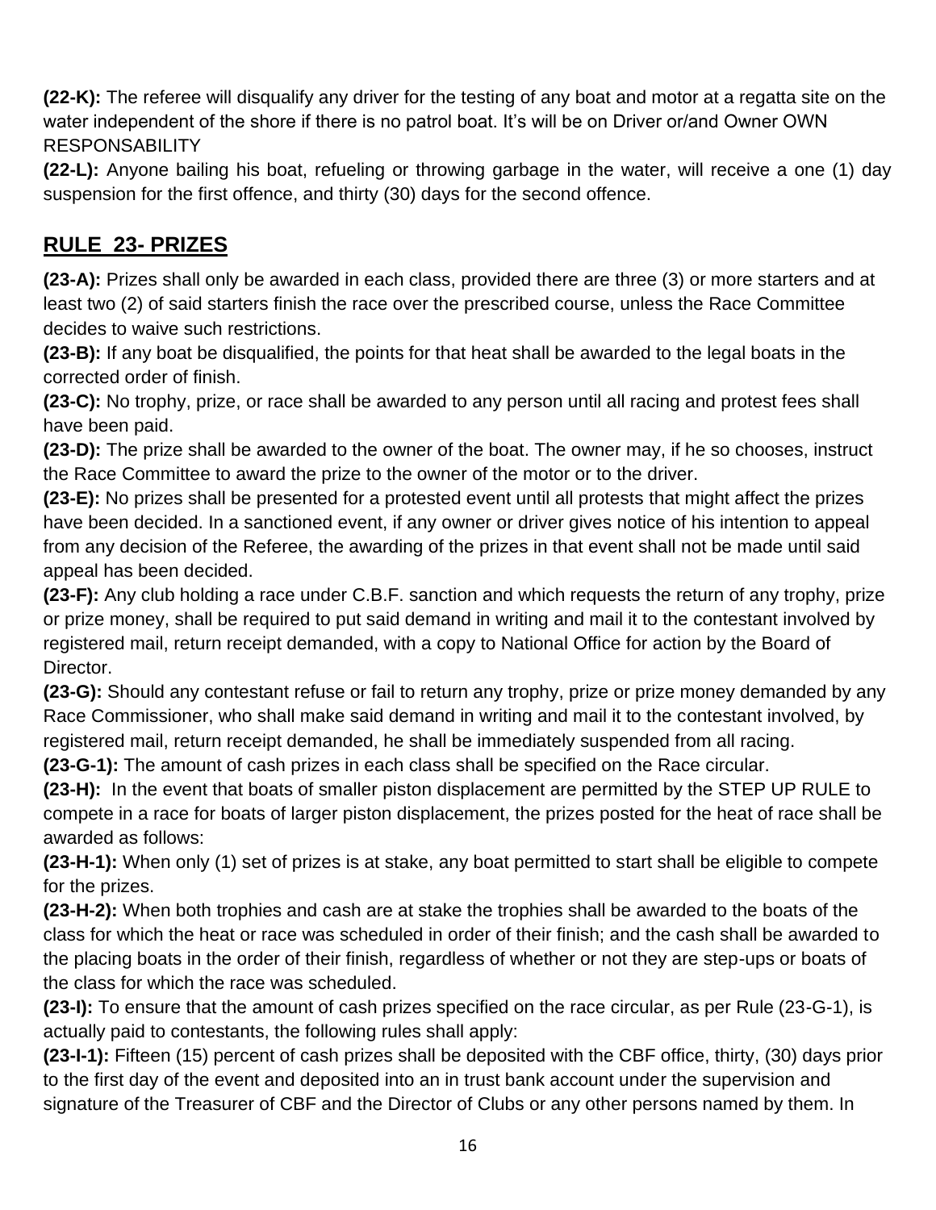**(22-K):** The referee will disqualify any driver for the testing of any boat and motor at a regatta site on the water independent of the shore if there is no patrol boat. It's will be on Driver or/and Owner OWN RESPONSABILITY

**(22-L):** Anyone bailing his boat, refueling or throwing garbage in the water, will receive a one (1) day suspension for the first offence, and thirty (30) days for the second offence.

## RULE 23- PRIZES

**(23-A):** Prizes shall only be awarded in each class, provided there are three (3) or more starters and at least two (2) of said starters finish the race over the prescribed course, unless the Race Committee decides to waive such restrictions.

**(23-B):** If any boat be disqualified, the points for that heat shall be awarded to the legal boats in the corrected order of finish.

**(23-C):** No trophy, prize, or race shall be awarded to any person until all racing and protest fees shall have been paid.

**(23-D):** The prize shall be awarded to the owner of the boat. The owner may, if he so chooses, instruct the Race Committee to award the prize to the owner of the motor or to the driver.

**(23-E):** No prizes shall be presented for a protested event until all protests that might affect the prizes have been decided. In a sanctioned event, if any owner or driver gives notice of his intention to appeal from any decision of the Referee, the awarding of the prizes in that event shall not be made until said appeal has been decided.

**(23-F):** Any club holding a race under C.B.F. sanction and which requests the return of any trophy, prize or prize money, shall be required to put said demand in writing and mail it to the contestant involved by registered mail, return receipt demanded, with a copy to National Office for action by the Board of Director.

**(23-G):** Should any contestant refuse or fail to return any trophy, prize or prize money demanded by any Race Commissioner, who shall make said demand in writing and mail it to the contestant involved, by registered mail, return receipt demanded, he shall be immediately suspended from all racing.

**(23-G-1):** The amount of cash prizes in each class shall be specified on the Race circular.

**(23-H):** In the event that boats of smaller piston displacement are permitted by the STEP UP RULE to compete in a race for boats of larger piston displacement, the prizes posted for the heat of race shall be awarded as follows:

**(23-H-1):** When only (1) set of prizes is at stake, any boat permitted to start shall be eligible to compete for the prizes.

**(23-H-2):** When both trophies and cash are at stake the trophies shall be awarded to the boats of the class for which the heat or race was scheduled in order of their finish; and the cash shall be awarded to the placing boats in the order of their finish, regardless of whether or not they are step-ups or boats of the class for which the race was scheduled.

**(23-I):** To ensure that the amount of cash prizes specified on the race circular, as per Rule (23-G-1), is actually paid to contestants, the following rules shall apply:

**(23-I-1):** Fifteen (15) percent of cash prizes shall be deposited with the CBF office, thirty, (30) days prior to the first day of the event and deposited into an in trust bank account under the supervision and signature of the Treasurer of CBF and the Director of Clubs or any other persons named by them. In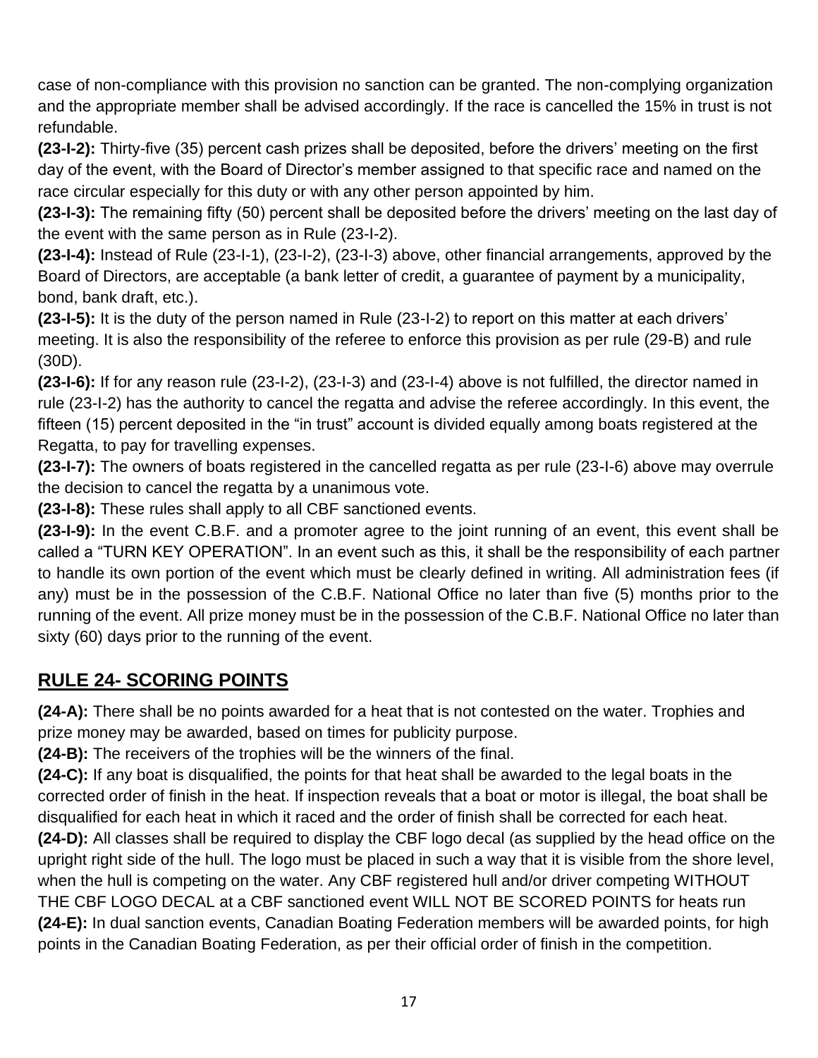case of non-compliance with this provision no sanction can be granted. The non-complying organization and the appropriate member shall be advised accordingly. If the race is cancelled the 15% in trust is not refundable.

**(23-I-2):** Thirty-five (35) percent cash prizes shall be deposited, before the drivers' meeting on the first day of the event, with the Board of Director's member assigned to that specific race and named on the race circular especially for this duty or with any other person appointed by him.

**(23-I-3):** The remaining fifty (50) percent shall be deposited before the drivers' meeting on the last day of the event with the same person as in Rule (23-I-2).

**(23-I-4):** Instead of Rule (23-I-1), (23-I-2), (23-I-3) above, other financial arrangements, approved by the Board of Directors, are acceptable (a bank letter of credit, a guarantee of payment by a municipality, bond, bank draft, etc.).

**(23-I-5):** It is the duty of the person named in Rule (23-I-2) to report on this matter at each drivers' meeting. It is also the responsibility of the referee to enforce this provision as per rule (29-B) and rule (30D).

**(23-I-6):** If for any reason rule (23-I-2), (23-I-3) and (23-I-4) above is not fulfilled, the director named in rule (23-I-2) has the authority to cancel the regatta and advise the referee accordingly. In this event, the fifteen (15) percent deposited in the "in trust" account is divided equally among boats registered at the Regatta, to pay for travelling expenses.

**(23-I-7):** The owners of boats registered in the cancelled regatta as per rule (23-I-6) above may overrule the decision to cancel the regatta by a unanimous vote.

**(23-I-8):** These rules shall apply to all CBF sanctioned events.

**(23-I-9):** In the event C.B.F. and a promoter agree to the joint running of an event, this event shall be called a "TURN KEY OPERATION". In an event such as this, it shall be the responsibility of each partner to handle its own portion of the event which must be clearly defined in writing. All administration fees (if any) must be in the possession of the C.B.F. National Office no later than five (5) months prior to the running of the event. All prize money must be in the possession of the C.B.F. National Office no later than sixty (60) days prior to the running of the event.

## RULE 24- SCORING POINTS

**(24-A):** There shall be no points awarded for a heat that is not contested on the water. Trophies and prize money may be awarded, based on times for publicity purpose.

**(24-B):** The receivers of the trophies will be the winners of the final.

**(24-C):** If any boat is disqualified, the points for that heat shall be awarded to the legal boats in the corrected order of finish in the heat. If inspection reveals that a boat or motor is illegal, the boat shall be disqualified for each heat in which it raced and the order of finish shall be corrected for each heat.

**(24-D):** All classes shall be required to display the CBF logo decal (as supplied by the head office on the upright right side of the hull. The logo must be placed in such a way that it is visible from the shore level, when the hull is competing on the water. Any CBF registered hull and/or driver competing WITHOUT THE CBF LOGO DECAL at a CBF sanctioned event WILL NOT BE SCORED POINTS for heats run

**(24-E):** In dual sanction events, Canadian Boating Federation members will be awarded points, for high points in the Canadian Boating Federation, as per their official order of finish in the competition.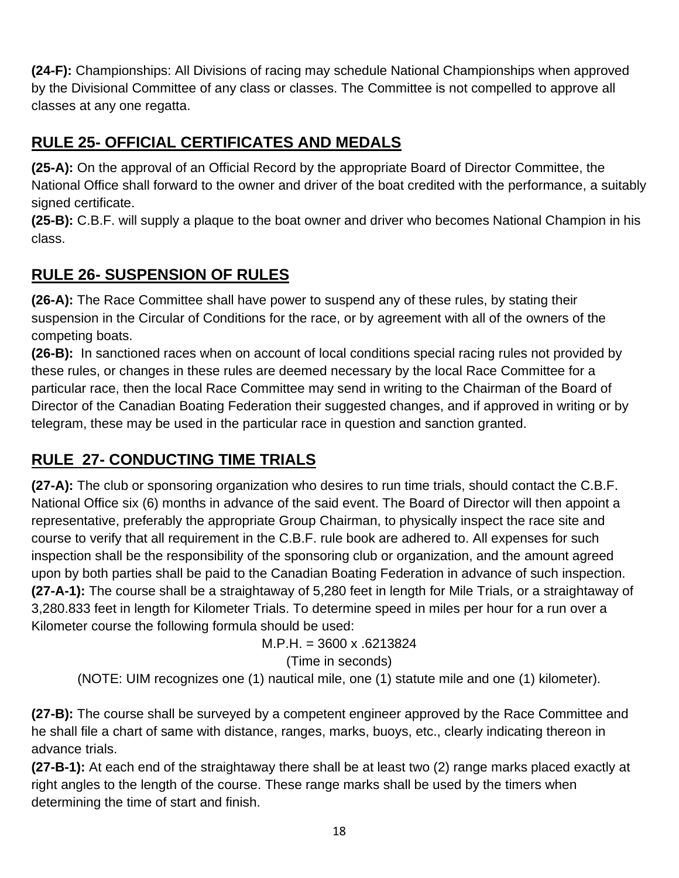**(24-F):** Championships: All Divisions of racing may schedule National Championships when approved by the Divisional Committee of any class or classes. The Committee is not compelled to approve all classes at any one regatta.

## RULE 25- OFFICIAL CERTIFICATES AND MEDALS

**(25-A):** On the approval of an Official Record by the appropriate Board of Director Committee, the National Office shall forward to the owner and driver of the boat credited with the performance, a suitably signed certificate.
**(25-B):** C.B.F. will supply a plaque to the boat owner and driver who becomes National Champion in his class.

## RULE 26- SUSPENSION OF RULES

**(26-A):** The Race Committee shall have power to suspend any of these rules, by stating their suspension in the Circular of Conditions for the race, or by agreement with all of the owners of the competing boats.
**(26-B):** In sanctioned races when on account of local conditions special racing rules not provided by these rules, or changes in these rules are deemed necessary by the local Race Committee for a particular race, then the local Race Committee may send in writing to the Chairman of the Board of Director of the Canadian Boating Federation their suggested changes, and if approved in writing or by telegram, these may be used in the particular race in question and sanction granted.

## RULE 27- CONDUCTING TIME TRIALS

**(27-A):** The club or sponsoring organization who desires to run time trials, should contact the C.B.F. National Office six (6) months in advance of the said event. The Board of Director will then appoint a representative, preferably the appropriate Group Chairman, to physically inspect the race site and course to verify that all requirement in the C.B.F. rule book are adhered to. All expenses for such inspection shall be the responsibility of the sponsoring club or organization, and the amount agreed upon by both parties shall be paid to the Canadian Boating Federation in advance of such inspection.
**(27-A-1):** The course shall be a straightaway of 5,280 feet in length for Mile Trials, or a straightaway of 3,280.833 feet in length for Kilometer Trials. To determine speed in miles per hour for a run over a Kilometer course the following formula should be used:

$$\text{M.P.H.} = \frac{3600 \times .6213824}{\text{(Time in seconds)}}$$

(NOTE: UIM recognizes one (1) nautical mile, one (1) statute mile and one (1) kilometer).

**(27-B):** The course shall be surveyed by a competent engineer approved by the Race Committee and he shall file a chart of same with distance, ranges, marks, buoys, etc., clearly indicating thereon in advance trials.
**(27-B-1):** At each end of the straightaway there shall be at least two (2) range marks placed exactly at right angles to the length of the course. These range marks shall be used by the timers when determining the time of start and finish.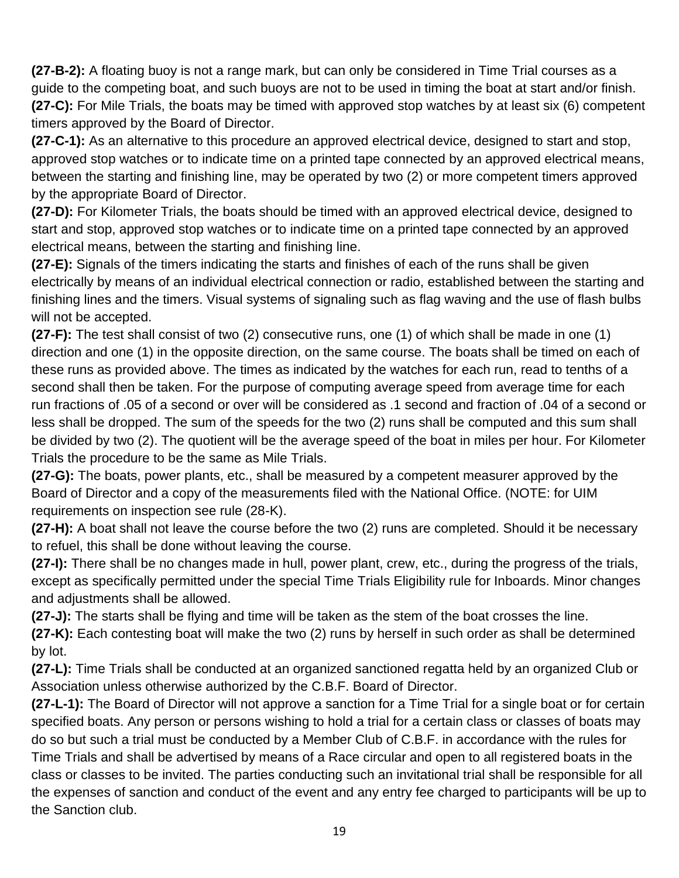**(27-B-2):** A floating buoy is not a range mark, but can only be considered in Time Trial courses as a guide to the competing boat, and such buoys are not to be used in timing the boat at start and/or finish.

**(27-C):** For Mile Trials, the boats may be timed with approved stop watches by at least six (6) competent timers approved by the Board of Director.

**(27-C-1):** As an alternative to this procedure an approved electrical device, designed to start and stop, approved stop watches or to indicate time on a printed tape connected by an approved electrical means, between the starting and finishing line, may be operated by two (2) or more competent timers approved by the appropriate Board of Director.

**(27-D):** For Kilometer Trials, the boats should be timed with an approved electrical device, designed to start and stop, approved stop watches or to indicate time on a printed tape connected by an approved electrical means, between the starting and finishing line.

**(27-E):** Signals of the timers indicating the starts and finishes of each of the runs shall be given electrically by means of an individual electrical connection or radio, established between the starting and finishing lines and the timers. Visual systems of signaling such as flag waving and the use of flash bulbs will not be accepted.

**(27-F):** The test shall consist of two (2) consecutive runs, one (1) of which shall be made in one (1) direction and one (1) in the opposite direction, on the same course. The boats shall be timed on each of these runs as provided above. The times as indicated by the watches for each run, read to tenths of a second shall then be taken. For the purpose of computing average speed from average time for each run fractions of .05 of a second or over will be considered as .1 second and fraction of .04 of a second or less shall be dropped. The sum of the speeds for the two (2) runs shall be computed and this sum shall be divided by two (2). The quotient will be the average speed of the boat in miles per hour. For Kilometer Trials the procedure to be the same as Mile Trials.

**(27-G):** The boats, power plants, etc., shall be measured by a competent measurer approved by the Board of Director and a copy of the measurements filed with the National Office. (NOTE: for UIM requirements on inspection see rule (28-K).

**(27-H):** A boat shall not leave the course before the two (2) runs are completed. Should it be necessary to refuel, this shall be done without leaving the course.

**(27-I):** There shall be no changes made in hull, power plant, crew, etc., during the progress of the trials, except as specifically permitted under the special Time Trials Eligibility rule for Inboards. Minor changes and adjustments shall be allowed.

**(27-J):** The starts shall be flying and time will be taken as the stem of the boat crosses the line.

**(27-K):** Each contesting boat will make the two (2) runs by herself in such order as shall be determined by lot.

**(27-L):** Time Trials shall be conducted at an organized sanctioned regatta held by an organized Club or Association unless otherwise authorized by the C.B.F. Board of Director.

**(27-L-1):** The Board of Director will not approve a sanction for a Time Trial for a single boat or for certain specified boats. Any person or persons wishing to hold a trial for a certain class or classes of boats may do so but such a trial must be conducted by a Member Club of C.B.F. in accordance with the rules for Time Trials and shall be advertised by means of a Race circular and open to all registered boats in the class or classes to be invited. The parties conducting such an invitational trial shall be responsible for all the expenses of sanction and conduct of the event and any entry fee charged to participants will be up to the Sanction club.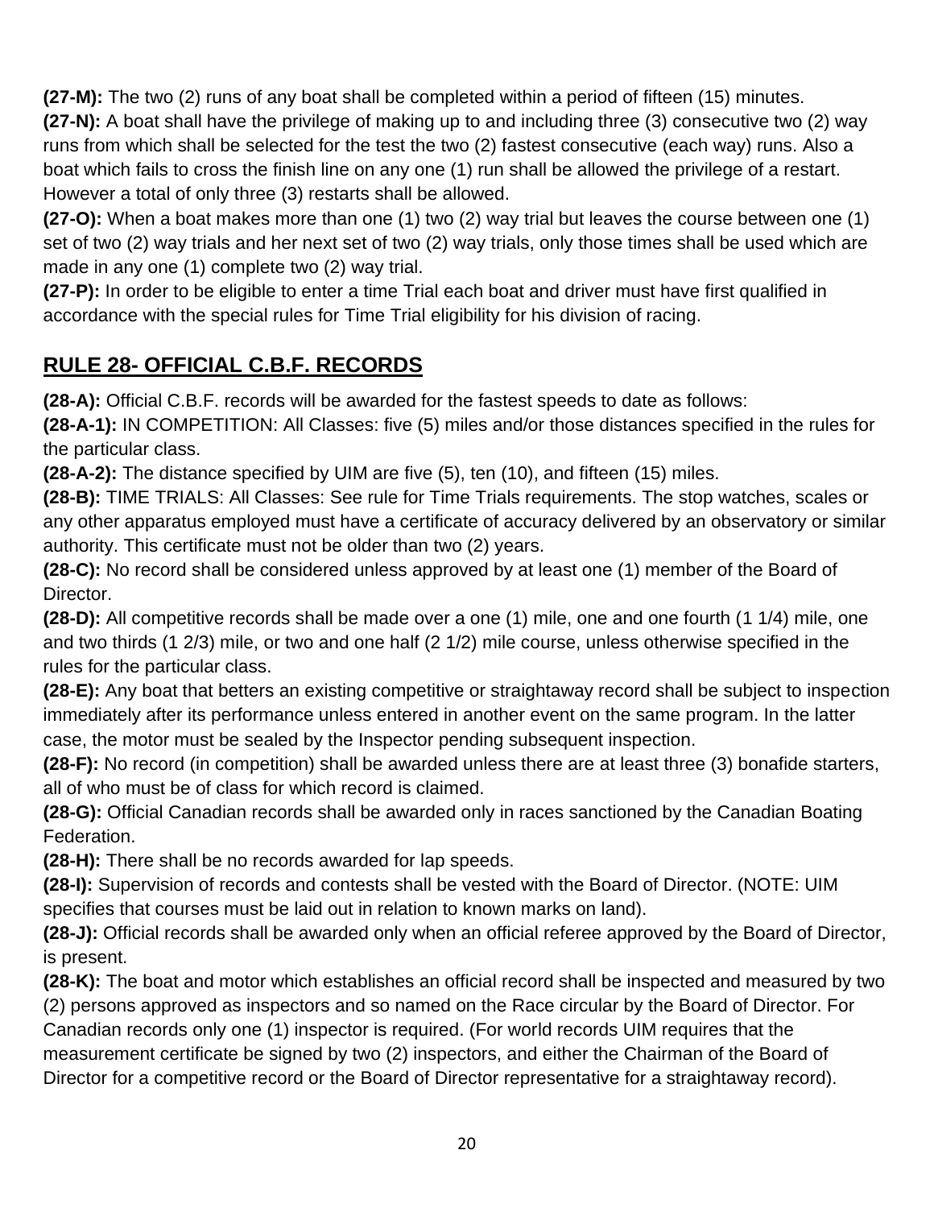**(27-M):** The two (2) runs of any boat shall be completed within a period of fifteen (15) minutes.
**(27-N):** A boat shall have the privilege of making up to and including three (3) consecutive two (2) way runs from which shall be selected for the test the two (2) fastest consecutive (each way) runs. Also a boat which fails to cross the finish line on any one (1) run shall be allowed the privilege of a restart. However a total of only three (3) restarts shall be allowed.
**(27-O):** When a boat makes more than one (1) two (2) way trial but leaves the course between one (1) set of two (2) way trials and her next set of two (2) way trials, only those times shall be used which are made in any one (1) complete two (2) way trial.
**(27-P):** In order to be eligible to enter a time Trial each boat and driver must have first qualified in accordance with the special rules for Time Trial eligibility for his division of racing.

## RULE 28- OFFICIAL C.B.F. RECORDS

**(28-A):** Official C.B.F. records will be awarded for the fastest speeds to date as follows:
**(28-A-1):** IN COMPETITION: All Classes: five (5) miles and/or those distances specified in the rules for the particular class.
**(28-A-2):** The distance specified by UIM are five (5), ten (10), and fifteen (15) miles.
**(28-B):** TIME TRIALS: All Classes: See rule for Time Trials requirements. The stop watches, scales or any other apparatus employed must have a certificate of accuracy delivered by an observatory or similar authority. This certificate must not be older than two (2) years.
**(28-C):** No record shall be considered unless approved by at least one (1) member of the Board of Director.
**(28-D):** All competitive records shall be made over a one (1) mile, one and one fourth (1 1/4) mile, one and two thirds (1 2/3) mile, or two and one half (2 1/2) mile course, unless otherwise specified in the rules for the particular class.
**(28-E):** Any boat that betters an existing competitive or straightaway record shall be subject to inspection immediately after its performance unless entered in another event on the same program. In the latter case, the motor must be sealed by the Inspector pending subsequent inspection.
**(28-F):** No record (in competition) shall be awarded unless there are at least three (3) bonafide starters, all of who must be of class for which record is claimed.
**(28-G):** Official Canadian records shall be awarded only in races sanctioned by the Canadian Boating Federation.
**(28-H):** There shall be no records awarded for lap speeds.
**(28-I):** Supervision of records and contests shall be vested with the Board of Director. (NOTE: UIM specifies that courses must be laid out in relation to known marks on land).
**(28-J):** Official records shall be awarded only when an official referee approved by the Board of Director, is present.
**(28-K):** The boat and motor which establishes an official record shall be inspected and measured by two (2) persons approved as inspectors and so named on the Race circular by the Board of Director. For Canadian records only one (1) inspector is required. (For world records UIM requires that the measurement certificate be signed by two (2) inspectors, and either the Chairman of the Board of Director for a competitive record or the Board of Director representative for a straightaway record).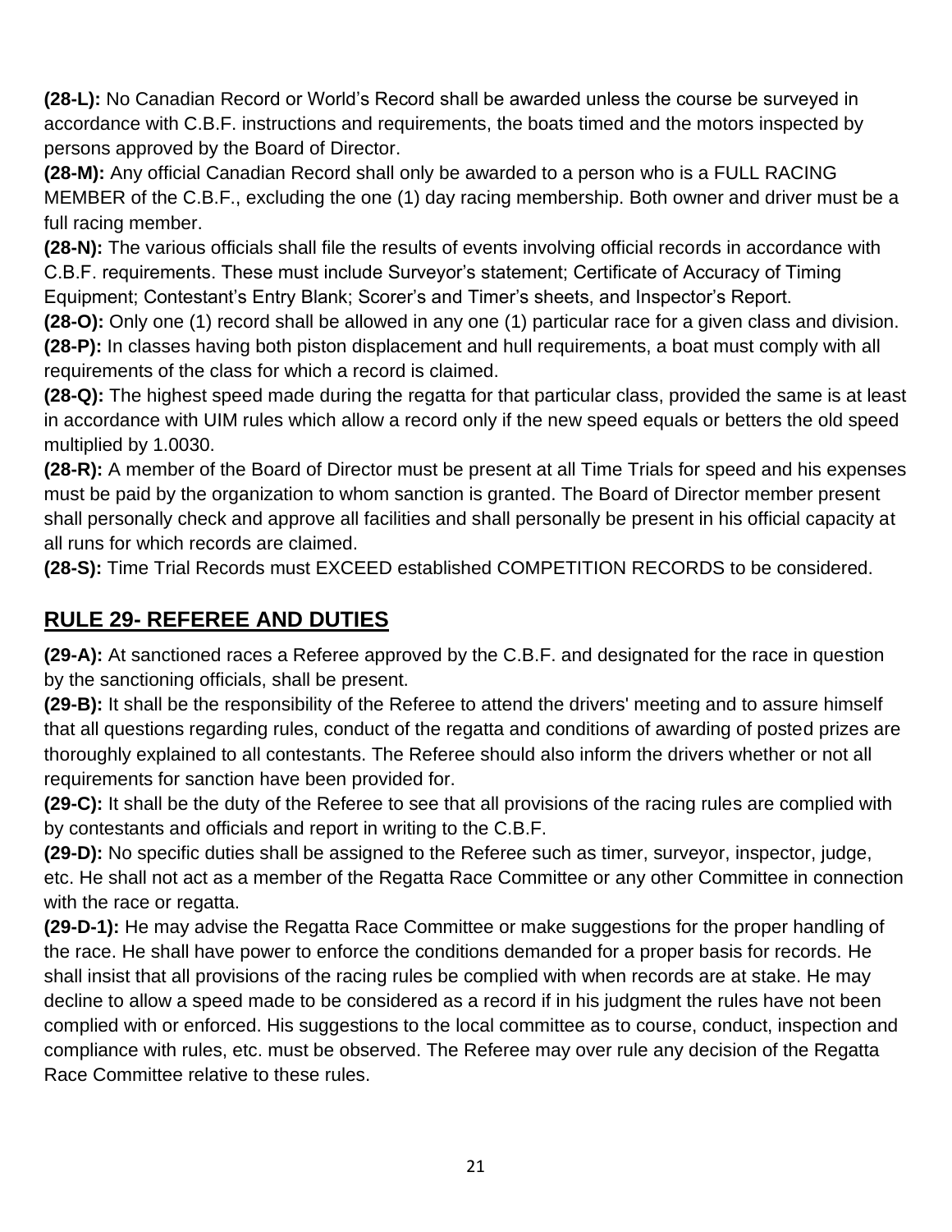**(28-L):** No Canadian Record or World's Record shall be awarded unless the course be surveyed in accordance with C.B.F. instructions and requirements, the boats timed and the motors inspected by persons approved by the Board of Director.

**(28-M):** Any official Canadian Record shall only be awarded to a person who is a FULL RACING MEMBER of the C.B.F., excluding the one (1) day racing membership. Both owner and driver must be a full racing member.

**(28-N):** The various officials shall file the results of events involving official records in accordance with C.B.F. requirements. These must include Surveyor's statement; Certificate of Accuracy of Timing Equipment; Contestant's Entry Blank; Scorer's and Timer's sheets, and Inspector's Report.

**(28-O):** Only one (1) record shall be allowed in any one (1) particular race for a given class and division.

**(28-P):** In classes having both piston displacement and hull requirements, a boat must comply with all requirements of the class for which a record is claimed.

**(28-Q):** The highest speed made during the regatta for that particular class, provided the same is at least in accordance with UIM rules which allow a record only if the new speed equals or betters the old speed multiplied by 1.0030.

**(28-R):** A member of the Board of Director must be present at all Time Trials for speed and his expenses must be paid by the organization to whom sanction is granted. The Board of Director member present shall personally check and approve all facilities and shall personally be present in his official capacity at all runs for which records are claimed.

**(28-S):** Time Trial Records must EXCEED established COMPETITION RECORDS to be considered.

## RULE 29- REFEREE AND DUTIES

**(29-A):** At sanctioned races a Referee approved by the C.B.F. and designated for the race in question by the sanctioning officials, shall be present.

**(29-B):** It shall be the responsibility of the Referee to attend the drivers' meeting and to assure himself that all questions regarding rules, conduct of the regatta and conditions of awarding of posted prizes are thoroughly explained to all contestants. The Referee should also inform the drivers whether or not all requirements for sanction have been provided for.

**(29-C):** It shall be the duty of the Referee to see that all provisions of the racing rules are complied with by contestants and officials and report in writing to the C.B.F.

**(29-D):** No specific duties shall be assigned to the Referee such as timer, surveyor, inspector, judge, etc. He shall not act as a member of the Regatta Race Committee or any other Committee in connection with the race or regatta.

**(29-D-1):** He may advise the Regatta Race Committee or make suggestions for the proper handling of the race. He shall have power to enforce the conditions demanded for a proper basis for records. He shall insist that all provisions of the racing rules be complied with when records are at stake. He may decline to allow a speed made to be considered as a record if in his judgment the rules have not been complied with or enforced. His suggestions to the local committee as to course, conduct, inspection and compliance with rules, etc. must be observed. The Referee may over rule any decision of the Regatta Race Committee relative to these rules.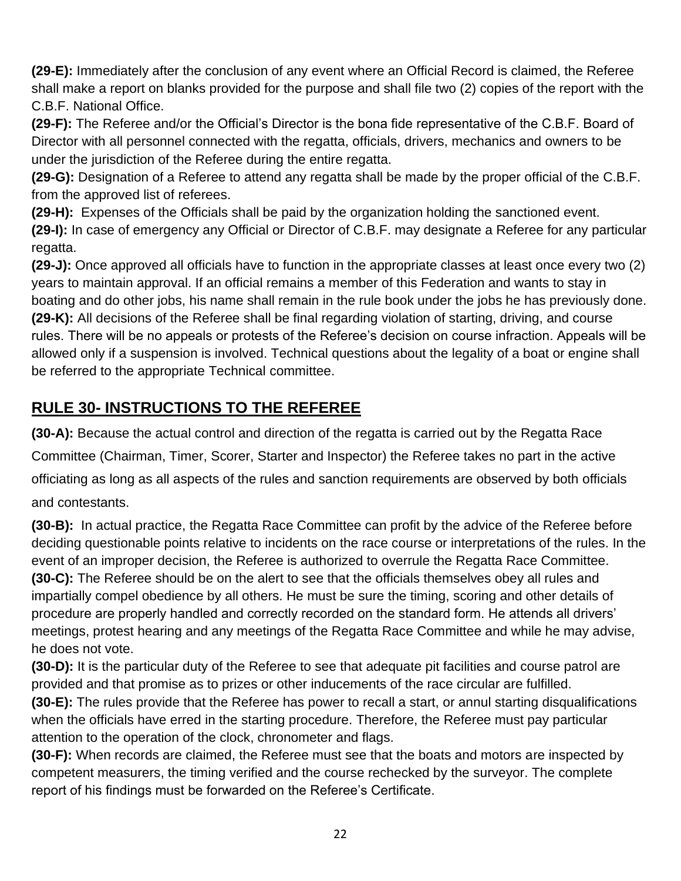**(29-E):** Immediately after the conclusion of any event where an Official Record is claimed, the Referee shall make a report on blanks provided for the purpose and shall file two (2) copies of the report with the C.B.F. National Office.

**(29-F):** The Referee and/or the Official's Director is the bona fide representative of the C.B.F. Board of Director with all personnel connected with the regatta, officials, drivers, mechanics and owners to be under the jurisdiction of the Referee during the entire regatta.

**(29-G):** Designation of a Referee to attend any regatta shall be made by the proper official of the C.B.F. from the approved list of referees.

**(29-H):** Expenses of the Officials shall be paid by the organization holding the sanctioned event.

**(29-I):** In case of emergency any Official or Director of C.B.F. may designate a Referee for any particular regatta.

**(29-J):** Once approved all officials have to function in the appropriate classes at least once every two (2) years to maintain approval. If an official remains a member of this Federation and wants to stay in boating and do other jobs, his name shall remain in the rule book under the jobs he has previously done.

**(29-K):** All decisions of the Referee shall be final regarding violation of starting, driving, and course rules. There will be no appeals or protests of the Referee's decision on course infraction. Appeals will be allowed only if a suspension is involved. Technical questions about the legality of a boat or engine shall be referred to the appropriate Technical committee.

## RULE 30- INSTRUCTIONS TO THE REFEREE

**(30-A):** Because the actual control and direction of the regatta is carried out by the Regatta Race Committee (Chairman, Timer, Scorer, Starter and Inspector) the Referee takes no part in the active officiating as long as all aspects of the rules and sanction requirements are observed by both officials and contestants.

**(30-B):** In actual practice, the Regatta Race Committee can profit by the advice of the Referee before deciding questionable points relative to incidents on the race course or interpretations of the rules. In the event of an improper decision, the Referee is authorized to overrule the Regatta Race Committee.

**(30-C):** The Referee should be on the alert to see that the officials themselves obey all rules and impartially compel obedience by all others. He must be sure the timing, scoring and other details of procedure are properly handled and correctly recorded on the standard form. He attends all drivers' meetings, protest hearing and any meetings of the Regatta Race Committee and while he may advise, he does not vote.

**(30-D):** It is the particular duty of the Referee to see that adequate pit facilities and course patrol are provided and that promise as to prizes or other inducements of the race circular are fulfilled.

**(30-E):** The rules provide that the Referee has power to recall a start, or annul starting disqualifications when the officials have erred in the starting procedure. Therefore, the Referee must pay particular attention to the operation of the clock, chronometer and flags.

**(30-F):** When records are claimed, the Referee must see that the boats and motors are inspected by competent measurers, the timing verified and the course rechecked by the surveyor. The complete report of his findings must be forwarded on the Referee's Certificate.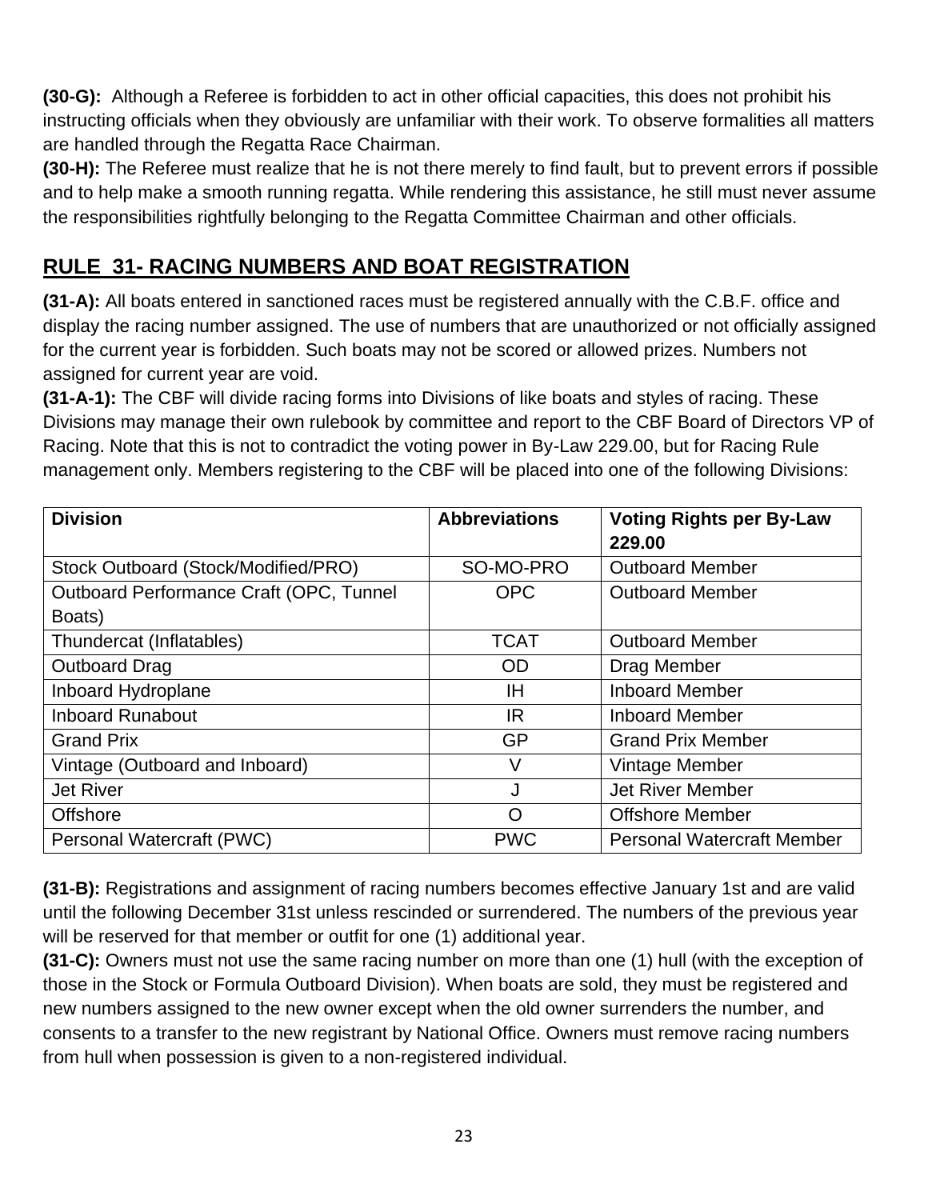**(30-G):** Although a Referee is forbidden to act in other official capacities, this does not prohibit his instructing officials when they obviously are unfamiliar with their work. To observe formalities all matters are handled through the Regatta Race Chairman.

**(30-H):** The Referee must realize that he is not there merely to find fault, but to prevent errors if possible and to help make a smooth running regatta. While rendering this assistance, he still must never assume the responsibilities rightfully belonging to the Regatta Committee Chairman and other officials.

## RULE 31- RACING NUMBERS AND BOAT REGISTRATION

**(31-A):** All boats entered in sanctioned races must be registered annually with the C.B.F. office and display the racing number assigned. The use of numbers that are unauthorized or not officially assigned for the current year is forbidden. Such boats may not be scored or allowed prizes. Numbers not assigned for current year are void.

**(31-A-1):** The CBF will divide racing forms into Divisions of like boats and styles of racing. These Divisions may manage their own rulebook by committee and report to the CBF Board of Directors VP of Racing. Note that this is not to contradict the voting power in By-Law 229.00, but for Racing Rule management only. Members registering to the CBF will be placed into one of the following Divisions:

| Division | Abbreviations | Voting Rights per By-Law 229.00 |
|---|---|---|
| Stock Outboard (Stock/Modified/PRO) | SO-MO-PRO | Outboard Member |
| Outboard Performance Craft (OPC, Tunnel Boats) | OPC | Outboard Member |
| Thundercat (Inflatables) | TCAT | Outboard Member |
| Outboard Drag | OD | Drag Member |
| Inboard Hydroplane | IH | Inboard Member |
| Inboard Runabout | IR | Inboard Member |
| Grand Prix | GP | Grand Prix Member |
| Vintage (Outboard and Inboard) | V | Vintage Member |
| Jet River | J | Jet River Member |
| Offshore | O | Offshore Member |
| Personal Watercraft (PWC) | PWC | Personal Watercraft Member |

**(31-B):** Registrations and assignment of racing numbers becomes effective January 1st and are valid until the following December 31st unless rescinded or surrendered. The numbers of the previous year will be reserved for that member or outfit for one (1) additional year.

**(31-C):** Owners must not use the same racing number on more than one (1) hull (with the exception of those in the Stock or Formula Outboard Division). When boats are sold, they must be registered and new numbers assigned to the new owner except when the old owner surrenders the number, and consents to a transfer to the new registrant by National Office. Owners must remove racing numbers from hull when possession is given to a non-registered individual.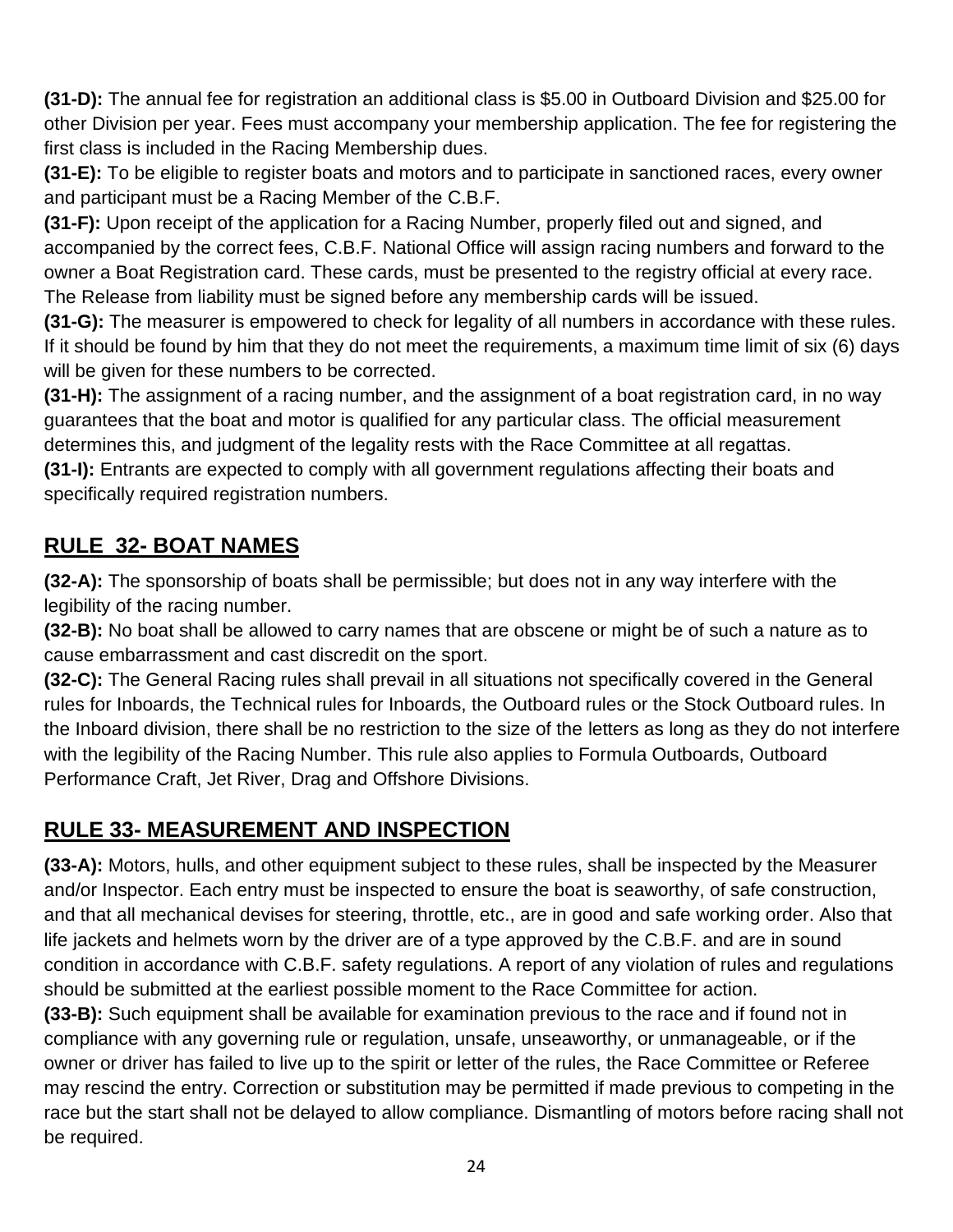**(31-D):** The annual fee for registration an additional class is $5.00 in Outboard Division and $25.00 for other Division per year. Fees must accompany your membership application. The fee for registering the first class is included in the Racing Membership dues.

**(31-E):** To be eligible to register boats and motors and to participate in sanctioned races, every owner and participant must be a Racing Member of the C.B.F.

**(31-F):** Upon receipt of the application for a Racing Number, properly filed out and signed, and accompanied by the correct fees, C.B.F. National Office will assign racing numbers and forward to the owner a Boat Registration card. These cards, must be presented to the registry official at every race. The Release from liability must be signed before any membership cards will be issued.

**(31-G):** The measurer is empowered to check for legality of all numbers in accordance with these rules. If it should be found by him that they do not meet the requirements, a maximum time limit of six (6) days will be given for these numbers to be corrected.

**(31-H):** The assignment of a racing number, and the assignment of a boat registration card, in no way guarantees that the boat and motor is qualified for any particular class. The official measurement determines this, and judgment of the legality rests with the Race Committee at all regattas.

**(31-I):** Entrants are expected to comply with all government regulations affecting their boats and specifically required registration numbers.

## RULE 32- BOAT NAMES

**(32-A):** The sponsorship of boats shall be permissible; but does not in any way interfere with the legibility of the racing number.

**(32-B):** No boat shall be allowed to carry names that are obscene or might be of such a nature as to cause embarrassment and cast discredit on the sport.

**(32-C):** The General Racing rules shall prevail in all situations not specifically covered in the General rules for Inboards, the Technical rules for Inboards, the Outboard rules or the Stock Outboard rules. In the Inboard division, there shall be no restriction to the size of the letters as long as they do not interfere with the legibility of the Racing Number. This rule also applies to Formula Outboards, Outboard Performance Craft, Jet River, Drag and Offshore Divisions.

## RULE 33- MEASUREMENT AND INSPECTION

**(33-A):** Motors, hulls, and other equipment subject to these rules, shall be inspected by the Measurer and/or Inspector. Each entry must be inspected to ensure the boat is seaworthy, of safe construction, and that all mechanical devises for steering, throttle, etc., are in good and safe working order. Also that life jackets and helmets worn by the driver are of a type approved by the C.B.F. and are in sound condition in accordance with C.B.F. safety regulations. A report of any violation of rules and regulations should be submitted at the earliest possible moment to the Race Committee for action.

**(33-B):** Such equipment shall be available for examination previous to the race and if found not in compliance with any governing rule or regulation, unsafe, unseaworthy, or unmanageable, or if the owner or driver has failed to live up to the spirit or letter of the rules, the Race Committee or Referee may rescind the entry. Correction or substitution may be permitted if made previous to competing in the race but the start shall not be delayed to allow compliance. Dismantling of motors before racing shall not be required.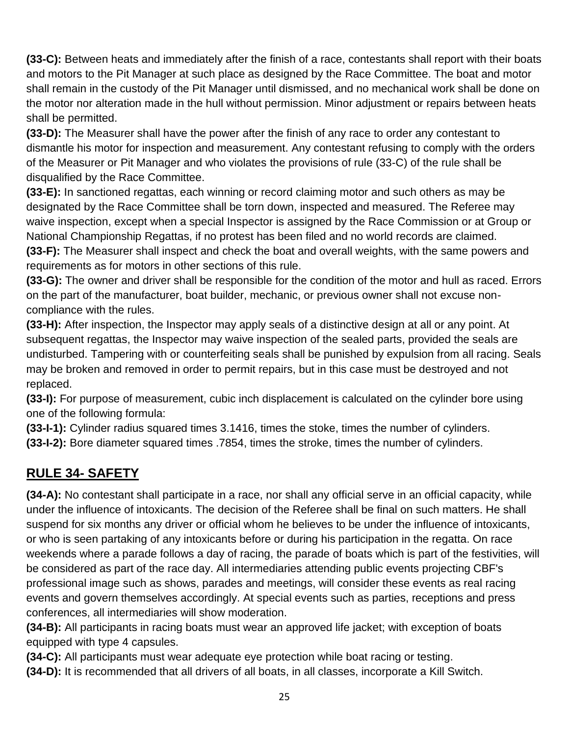**(33-C):** Between heats and immediately after the finish of a race, contestants shall report with their boats and motors to the Pit Manager at such place as designed by the Race Committee. The boat and motor shall remain in the custody of the Pit Manager until dismissed, and no mechanical work shall be done on the motor nor alteration made in the hull without permission. Minor adjustment or repairs between heats shall be permitted.

**(33-D):** The Measurer shall have the power after the finish of any race to order any contestant to dismantle his motor for inspection and measurement. Any contestant refusing to comply with the orders of the Measurer or Pit Manager and who violates the provisions of rule (33-C) of the rule shall be disqualified by the Race Committee.

**(33-E):** In sanctioned regattas, each winning or record claiming motor and such others as may be designated by the Race Committee shall be torn down, inspected and measured. The Referee may waive inspection, except when a special Inspector is assigned by the Race Commission or at Group or National Championship Regattas, if no protest has been filed and no world records are claimed.

**(33-F):** The Measurer shall inspect and check the boat and overall weights, with the same powers and requirements as for motors in other sections of this rule.

**(33-G):** The owner and driver shall be responsible for the condition of the motor and hull as raced. Errors on the part of the manufacturer, boat builder, mechanic, or previous owner shall not excuse non-compliance with the rules.

**(33-H):** After inspection, the Inspector may apply seals of a distinctive design at all or any point. At subsequent regattas, the Inspector may waive inspection of the sealed parts, provided the seals are undisturbed. Tampering with or counterfeiting seals shall be punished by expulsion from all racing. Seals may be broken and removed in order to permit repairs, but in this case must be destroyed and not replaced.

**(33-I):** For purpose of measurement, cubic inch displacement is calculated on the cylinder bore using one of the following formula:

**(33-I-1):** Cylinder radius squared times 3.1416, times the stoke, times the number of cylinders.

**(33-I-2):** Bore diameter squared times .7854, times the stroke, times the number of cylinders.

## RULE 34- SAFETY

**(34-A):** No contestant shall participate in a race, nor shall any official serve in an official capacity, while under the influence of intoxicants. The decision of the Referee shall be final on such matters. He shall suspend for six months any driver or official whom he believes to be under the influence of intoxicants, or who is seen partaking of any intoxicants before or during his participation in the regatta. On race weekends where a parade follows a day of racing, the parade of boats which is part of the festivities, will be considered as part of the race day. All intermediaries attending public events projecting CBF's professional image such as shows, parades and meetings, will consider these events as real racing events and govern themselves accordingly. At special events such as parties, receptions and press conferences, all intermediaries will show moderation.

**(34-B):** All participants in racing boats must wear an approved life jacket; with exception of boats equipped with type 4 capsules.

**(34-C):** All participants must wear adequate eye protection while boat racing or testing.

**(34-D):** It is recommended that all drivers of all boats, in all classes, incorporate a Kill Switch.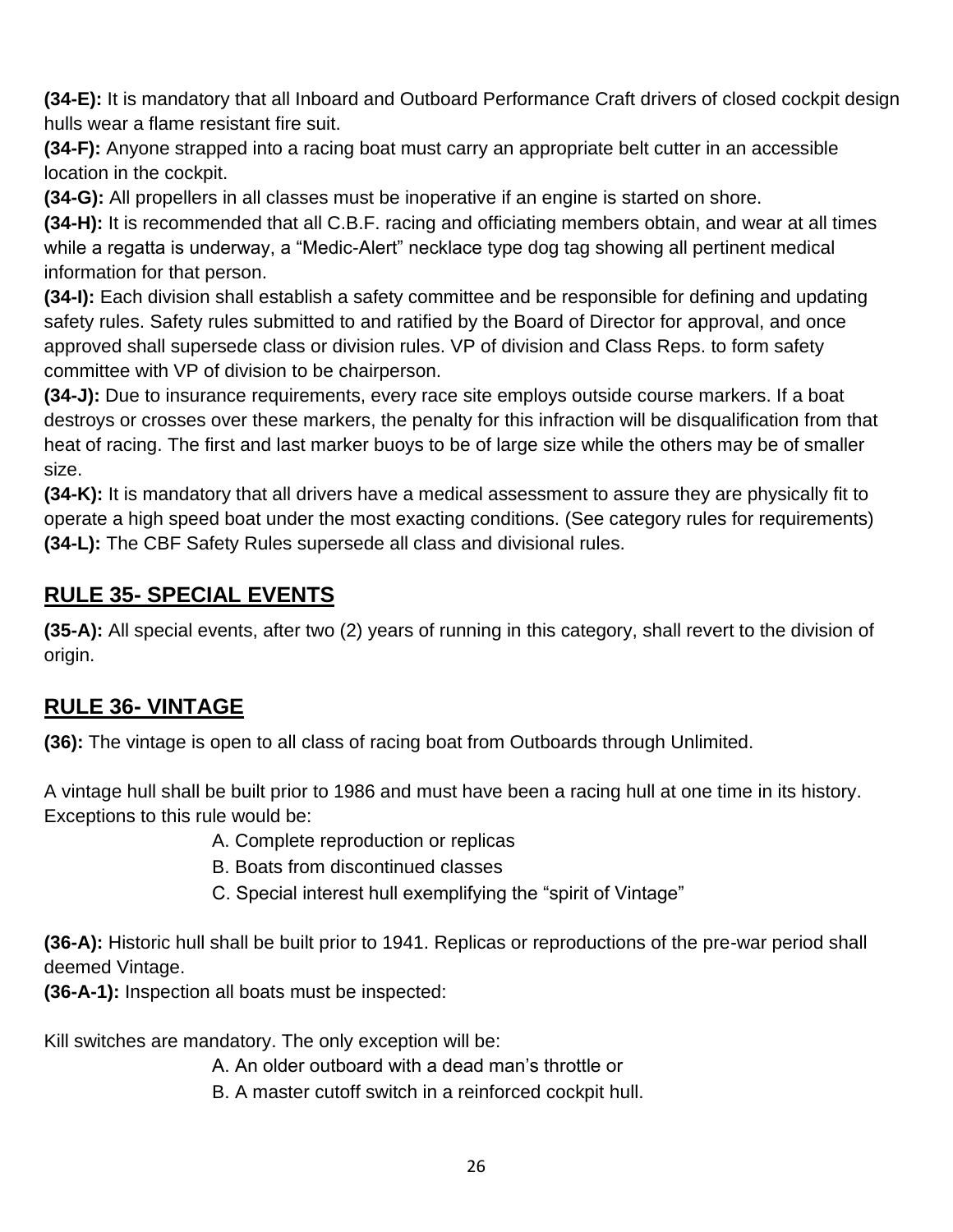**(34-E):** It is mandatory that all Inboard and Outboard Performance Craft drivers of closed cockpit design hulls wear a flame resistant fire suit.
**(34-F):** Anyone strapped into a racing boat must carry an appropriate belt cutter in an accessible location in the cockpit.
**(34-G):** All propellers in all classes must be inoperative if an engine is started on shore.
**(34-H):** It is recommended that all C.B.F. racing and officiating members obtain, and wear at all times while a regatta is underway, a "Medic-Alert" necklace type dog tag showing all pertinent medical information for that person.
**(34-I):** Each division shall establish a safety committee and be responsible for defining and updating safety rules. Safety rules submitted to and ratified by the Board of Director for approval, and once approved shall supersede class or division rules. VP of division and Class Reps. to form safety committee with VP of division to be chairperson.
**(34-J):** Due to insurance requirements, every race site employs outside course markers. If a boat destroys or crosses over these markers, the penalty for this infraction will be disqualification from that heat of racing. The first and last marker buoys to be of large size while the others may be of smaller size.
**(34-K):** It is mandatory that all drivers have a medical assessment to assure they are physically fit to operate a high speed boat under the most exacting conditions. (See category rules for requirements)
**(34-L):** The CBF Safety Rules supersede all class and divisional rules.

## RULE 35- SPECIAL EVENTS

**(35-A):** All special events, after two (2) years of running in this category, shall revert to the division of origin.

## RULE 36- VINTAGE

**(36):** The vintage is open to all class of racing boat from Outboards through Unlimited.

A vintage hull shall be built prior to 1986 and must have been a racing hull at one time in its history. Exceptions to this rule would be:

A. Complete reproduction or replicas
B. Boats from discontinued classes
C. Special interest hull exemplifying the "spirit of Vintage"

**(36-A):** Historic hull shall be built prior to 1941. Replicas or reproductions of the pre-war period shall deemed Vintage.
**(36-A-1):** Inspection all boats must be inspected:

Kill switches are mandatory. The only exception will be:

A. An older outboard with a dead man's throttle or
B. A master cutoff switch in a reinforced cockpit hull.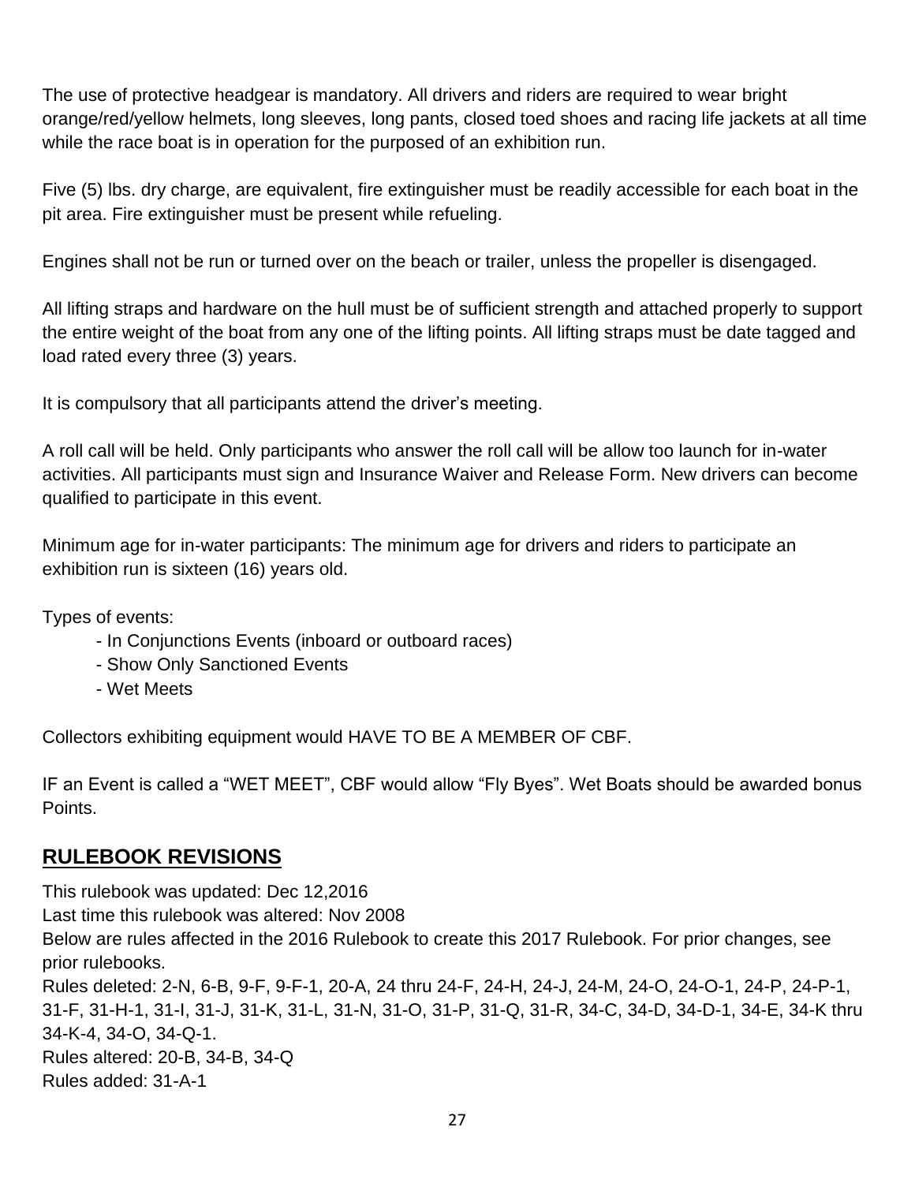The use of protective headgear is mandatory. All drivers and riders are required to wear bright orange/red/yellow helmets, long sleeves, long pants, closed toed shoes and racing life jackets at all time while the race boat is in operation for the purposed of an exhibition run.

Five (5) lbs. dry charge, are equivalent, fire extinguisher must be readily accessible for each boat in the pit area. Fire extinguisher must be present while refueling.

Engines shall not be run or turned over on the beach or trailer, unless the propeller is disengaged.

All lifting straps and hardware on the hull must be of sufficient strength and attached properly to support the entire weight of the boat from any one of the lifting points. All lifting straps must be date tagged and load rated every three (3) years.

It is compulsory that all participants attend the driver's meeting.

A roll call will be held. Only participants who answer the roll call will be allow too launch for in-water activities. All participants must sign and Insurance Waiver and Release Form. New drivers can become qualified to participate in this event.

Minimum age for in-water participants: The minimum age for drivers and riders to participate an exhibition run is sixteen (16) years old.

Types of events:

- In Conjunctions Events (inboard or outboard races)
- Show Only Sanctioned Events
- Wet Meets

Collectors exhibiting equipment would HAVE TO BE A MEMBER OF CBF.

IF an Event is called a "WET MEET", CBF would allow "Fly Byes". Wet Boats should be awarded bonus Points.

## RULEBOOK REVISIONS

This rulebook was updated: Dec 12,2016
Last time this rulebook was altered: Nov 2008
Below are rules affected in the 2016 Rulebook to create this 2017 Rulebook. For prior changes, see prior rulebooks.
Rules deleted: 2-N, 6-B, 9-F, 9-F-1, 20-A, 24 thru 24-F, 24-H, 24-J, 24-M, 24-O, 24-O-1, 24-P, 24-P-1, 31-F, 31-H-1, 31-I, 31-J, 31-K, 31-L, 31-N, 31-O, 31-P, 31-Q, 31-R, 34-C, 34-D, 34-D-1, 34-E, 34-K thru 34-K-4, 34-O, 34-Q-1.
Rules altered: 20-B, 34-B, 34-Q
Rules added: 31-A-1